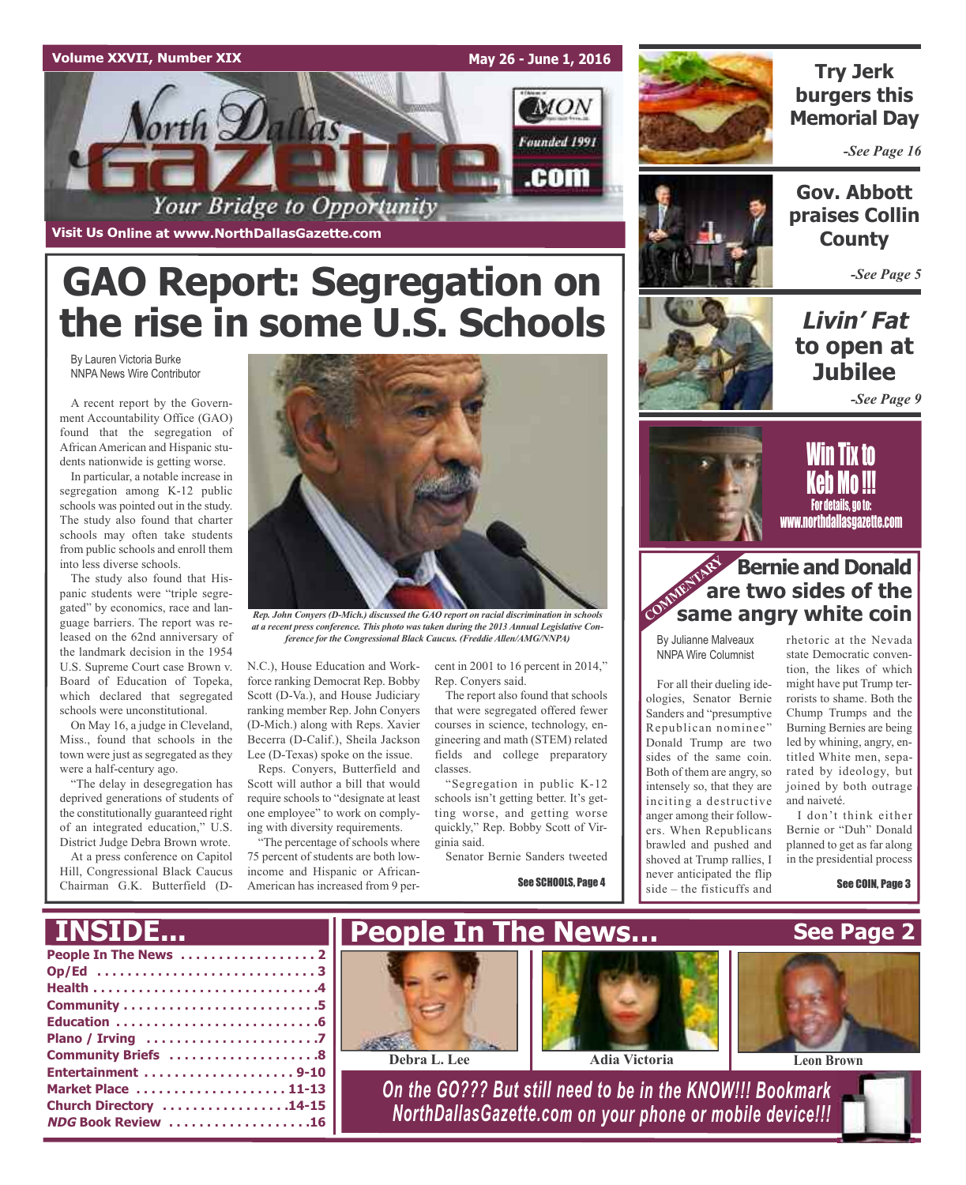Volume XXVII, Number XIX — May 26 - June 1, 2016

# North Dallas Gazette

Your Bridge to Opportunity

Founded 1991

Visit Us Online at www.NorthDallasGazette.com

# GAO Report: Segregation on the rise in some U.S. Schools

By Lauren Victoria Burke
NNPA News Wire Contributor

A recent report by the Government Accountability Office (GAO) found that the segregation of African American and Hispanic students nationwide is getting worse.

In particular, a notable increase in segregation among K-12 public schools was pointed out in the study. The study also found that charter schools may often take students from public schools and enroll them into less diverse schools.

The study also found that Hispanic students were "triple segregated" by economics, race and language barriers. The report was released on the 62nd anniversary of the landmark decision in the 1954 U.S. Supreme Court case Brown v. Board of Education of Topeka, which declared that segregated schools were unconstitutional.

On May 16, a judge in Cleveland, Miss., found that schools in the town were just as segregated as they were a half-century ago.

"The delay in desegregation has deprived generations of students of the constitutionally guaranteed right of an integrated education," U.S. District Judge Debra Brown wrote.

At a press conference on Capitol Hill, Congressional Black Caucus Chairman G.K. Butterfield (D-N.C.), House Education and Workforce ranking Democrat Rep. Bobby Scott (D-Va.), and House Judiciary ranking member Rep. John Conyers (D-Mich.) along with Reps. Xavier Becerra (D-Calif.), Sheila Jackson Lee (D-Texas) spoke on the issue.

*Rep. John Conyers (D-Mich.) discussed the GAO report on racial discrimination in schools at a recent press conference. This photo was taken during the 2013 Annual Legislative Conference for the Congressional Black Caucus. (Freddie Allen/AMG/NNPA)*

Reps. Conyers, Butterfield and Scott will author a bill that would require schools to "designate at least one employee" to work on complying with diversity requirements.

"The percentage of schools where 75 percent of students are both low-income and Hispanic or African-American has increased from 9 percent in 2001 to 16 percent in 2014," Rep. Conyers said.

The report also found that schools that were segregated offered fewer courses in science, technology, engineering and math (STEM) related fields and college preparatory classes.

"Segregation in public K-12 schools isn't getting better. It's getting worse, and getting worse quickly," Rep. Bobby Scott of Virginia said.

Senator Bernie Sanders tweeted

See SCHOOLS, Page 4

## Try Jerk burgers this Memorial Day

*-See Page 16*

## Gov. Abbott praises Collin County

*-See Page 5*

## *Livin' Fat* to open at Jubilee

*-See Page 9*

## Win Tix to Keb Mo !!!

For details, go to: www.northdallasgazette.com

## COMMENTARY: Bernie and Donald are two sides of the same angry white coin

By Julianne Malveaux
NNPA Wire Columnist

For all their dueling ideologies, Senator Bernie Sanders and "presumptive Republican nominee" Donald Trump are two sides of the same coin. Both of them are angry, so intensely so, that they are inciting a destructive anger among their followers. When Republicans brawled and pushed and shoved at Trump rallies, I never anticipated the flip side – the fisticuffs and rhetoric at the Nevada state Democratic convention, the likes of which might have put Trump terrorists to shame. Both the Chump Trumps and the Burning Bernies are being led by whining, angry, entitled White men, separated by ideology, but joined by both outrage and naiveté.

I don't think either Bernie or "Duh" Donald planned to get as far along in the presidential process

See COIN, Page 3

## INSIDE...

- People In The News . . . . . . . . . . . . . . . . . 2
- Op/Ed . . . . . . . . . . . . . . . . . . . . . . . . . . . 3
- Health . . . . . . . . . . . . . . . . . . . . . . . . . . . .4
- Community . . . . . . . . . . . . . . . . . . . . . . . .5
- Education . . . . . . . . . . . . . . . . . . . . . . . . .6
- Plano / Irving . . . . . . . . . . . . . . . . . . . . . .7
- Community Briefs . . . . . . . . . . . . . . . . . . .8
- Entertainment . . . . . . . . . . . . . . . . . . . 9-10
- Market Place . . . . . . . . . . . . . . . . . . . 11-13
- Church Directory . . . . . . . . . . . . . . . .14-15
- *NDG* Book Review . . . . . . . . . . . . . . . . . .16

## People In The News... See Page 2

Debra L. Lee — Adia Victoria — Leon Brown

*On the GO??? But still need to be in the KNOW!!! Bookmark NorthDallasGazette.com on your phone or mobile device!!!*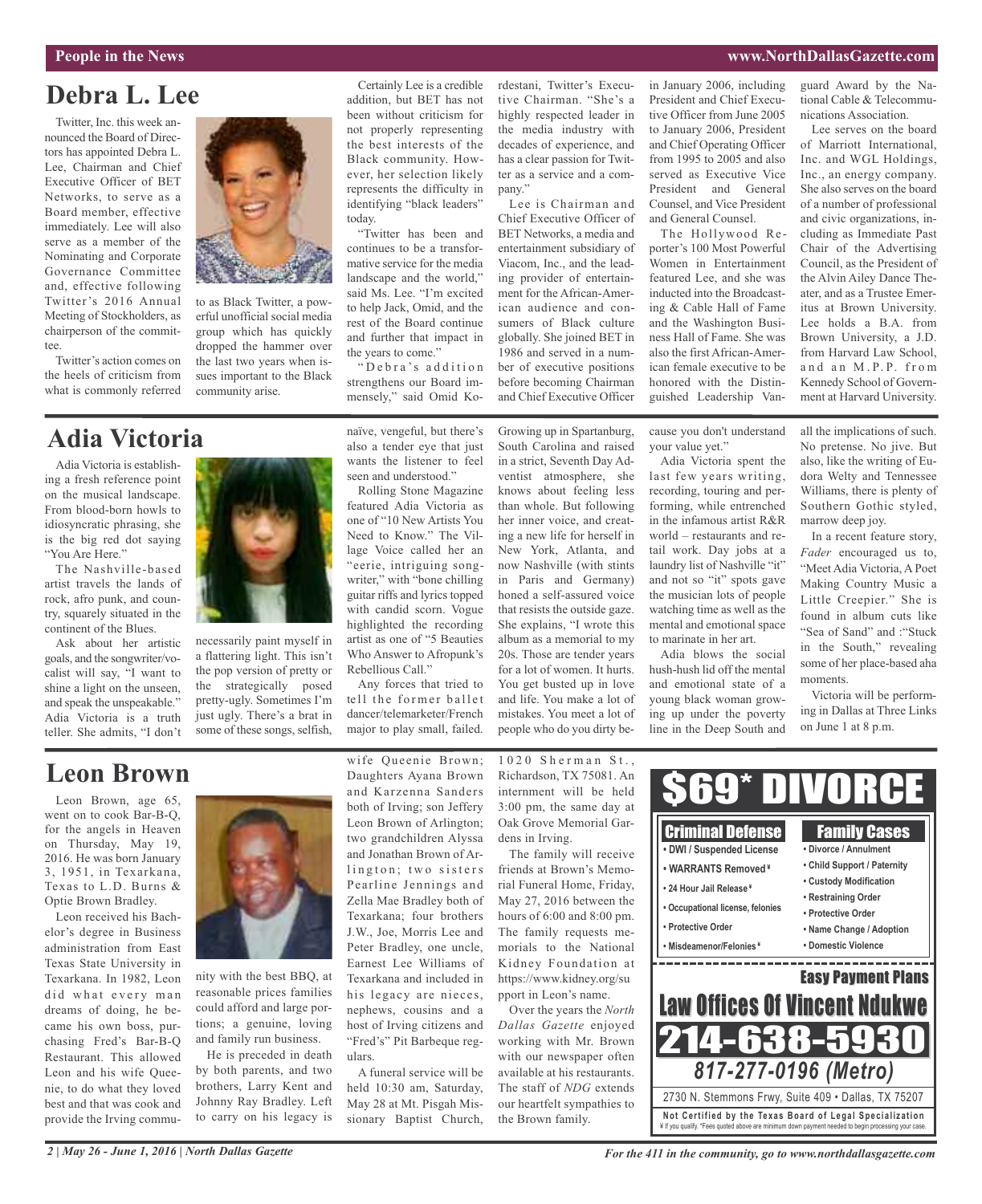# Debra L. Lee

Twitter, Inc. this week announced the Board of Directors has appointed Debra L. Lee, Chairman and Chief Executive Officer of BET Networks, to serve as a Board member, effective immediately. Lee will also serve as a member of the Nominating and Corporate Governance Committee and, effective following Twitter's 2016 Annual Meeting of Stockholders, as chairperson of the committee.

Twitter's action comes on the heels of criticism from what is commonly referred to as Black Twitter, a powerful unofficial social media group which has quickly dropped the hammer over the last two years when issues important to the Black community arise.

Certainly Lee is a credible addition, but BET has not been without criticism for not properly representing the best interests of the Black community. However, her selection likely represents the difficulty in identifying "black leaders" today.

"Twitter has been and continues to be a transformative service for the media landscape and the world," said Ms. Lee. "I'm excited to help Jack, Omid, and the rest of the Board continue and further that impact in the years to come."

"Debra's addition strengthens our Board immensely," said Omid Kordestani, Twitter's Executive Chairman. "She's a highly respected leader in the media industry with decades of experience, and has a clear passion for Twitter as a service and a company."

Lee is Chairman and Chief Executive Officer of BET Networks, a media and entertainment subsidiary of Viacom, Inc., and the leading provider of entertainment for the African-American audience and consumers of Black culture globally. She joined BET in 1986 and served in a number of executive positions before becoming Chairman and Chief Executive Officer in January 2006, including President and Chief Executive Officer from June 2005 to January 2006, President and Chief Operating Officer from 1995 to 2005 and also served as Executive Vice President and General Counsel, and Vice President and General Counsel.

The Hollywood Reporter's 100 Most Powerful Women in Entertainment featured Lee, and she was inducted into the Broadcasting & Cable Hall of Fame and the Washington Business Hall of Fame. She was also the first African-American female executive to be honored with the Distinguished Leadership Vanguard Award by the National Cable & Telecommunications Association.

Lee serves on the board of Marriott International, Inc. and WGL Holdings, Inc., an energy company. She also serves on the board of a number of professional and civic organizations, including as Immediate Past Chair of the Advertising Council, as the President of the Alvin Ailey Dance Theater, and as a Trustee Emeritus at Brown University. Lee holds a B.A. from Brown University, a J.D. from Harvard Law School, and an M.P.P. from Kennedy School of Government at Harvard University.

# Adia Victoria

Adia Victoria is establishing a fresh reference point on the musical landscape. From blood-born howls to idiosyncratic phrasing, she is the big red dot saying "You Are Here."

The Nashville-based artist travels the lands of rock, afro punk, and country, squarely situated in the continent of the Blues.

Ask about her artistic goals, and the songwriter/vocalist will say, "I want to shine a light on the unseen, and speak the unspeakable." Adia Victoria is a truth teller. She admits, "I don't necessarily paint myself in a flattering light. This isn't the pop version of pretty or the strategically posed pretty-ugly. Sometimes I'm just ugly. There's a brat in some of these songs, selfish, naïve, vengeful, but there's also a tender eye that just wants the listener to feel seen and understood."

Rolling Stone Magazine featured Adia Victoria as one of "10 New Artists You Need to Know." The Village Voice called her an "eerie, intriguing songwriter," with "bone chilling guitar riffs and lyrics topped with candid scorn. Vogue highlighted the recording artist as one of "5 Beauties Who Answer to Afropunk's Rebellious Call."

Any forces that tried to tell the former ballet dancer/telemarketer/French major to play small, failed. Growing up in Spartanburg, South Carolina and raised in a strict, Seventh Day Adventist atmosphere, she knows about feeling less than whole. But following her inner voice, and creating a new life for herself in New York, Atlanta, and now Nashville (with stints in Paris and Germany) honed a self-assured voice that resists the outside gaze. She explains, "I wrote this album as a memorial to my 20s. Those are tender years for a lot of women. It hurts. You get busted up in love and life. You make a lot of mistakes. You meet a lot of people who do you dirty because you don't understand your value yet."

Adia Victoria spent the last few years writing, recording, touring and performing, while entrenched in the infamous artist R&R world – restaurants and retail work. Day jobs at a laundry list of Nashville "it" and not so "it" spots gave the musician lots of people watching time as well as the mental and emotional space to marinate in her art.

Adia blows the social hush-hush lid off the mental and emotional state of a young black woman growing up under the poverty line in the Deep South and all the implications of such. No pretense. No jive. But also, like the writing of Eudora Welty and Tennessee Williams, there is plenty of Southern Gothic styled, marrow deep joy.

In a recent feature story, *Fader* encouraged us to, "Meet Adia Victoria, A Poet Making Country Music a Little Creepier." She is found in album cuts like "Sea of Sand" and :"Stuck in the South," revealing some of her place-based aha moments.

Victoria will be performing in Dallas at Three Links on June 1 at 8 p.m.

# Leon Brown

Leon Brown, age 65, went on to cook Bar-B-Q, for the angels in Heaven on Thursday, May 19, 2016. He was born January 3, 1951, in Texarkana, Texas to L.D. Burns & Optie Brown Bradley.

Leon received his Bachelor's degree in Business administration from East Texas State University in Texarkana. In 1982, Leon did what every man dreams of doing, he became his own boss, purchasing Fred's Bar-B-Q Restaurant. This allowed Leon and his wife Queenie, to do what they loved best and that was cook and provide the Irving community with the best BBQ, at reasonable prices families could afford and large portions; a genuine, loving and family run business.

He is preceded in death by both parents, and two brothers, Larry Kent and Johnny Ray Bradley. Left to carry on his legacy is wife Queenie Brown; Daughters Ayana Brown and Karzenna Sanders both of Irving; son Jeffery Leon Brown of Arlington; two grandchildren Alyssa and Jonathan Brown of Arlington; two sisters Pearline Jennings and Zella Mae Bradley both of Texarkana; four brothers J.W., Joe, Morris Lee and Peter Bradley, one uncle, Earnest Lee Williams of Texarkana and included in his legacy are nieces, nephews, cousins and a host of Irving citizens and "Fred's" Pit Barbeque regulars.

A funeral service will be held 10:30 am, Saturday, May 28 at Mt. Pisgah Missionary Baptist Church, 1020 Sherman St., Richardson, TX 75081. An internment will be held 3:00 pm, the same day at Oak Grove Memorial Gardens in Irving.

The family will receive friends at Brown's Memorial Funeral Home, Friday, May 27, 2016 between the hours of 6:00 and 8:00 pm. The family requests memorials to the National Kidney Foundation at https://www.kidney.org/support in Leon's name.

Over the years the *North Dallas Gazette* enjoyed working with Mr. Brown with our newspaper often available at his restaurants. The staff of *NDG* extends our heartfelt sympathies to the Brown family.

---

**$69\* DIVORCE**

**Criminal Defense**
- DWI / Suspended License
- WARRANTS Removed ¥
- 24 Hour Jail Release ¥
- Occupational license, felonies
- Protective Order
- Misdeamenor/Felonies ¥

**Family Cases**
- Divorce / Annulment
- Child Support / Paternity
- Custody Modification
- Restraining Order
- Protective Order
- Name Change / Adoption
- Domestic Violence

**Easy Payment Plans**

**Law Offices Of Vincent Ndukwe**

**214-638-5930**

***817-277-0196 (Metro)***

2730 N. Stemmons Frwy, Suite 409 • Dallas, TX 75207

**Not Certified by the Texas Board of Legal Specialization**

¥ If you qualify. \*Fees quoted above are minimum down payment needed to begin processing your case.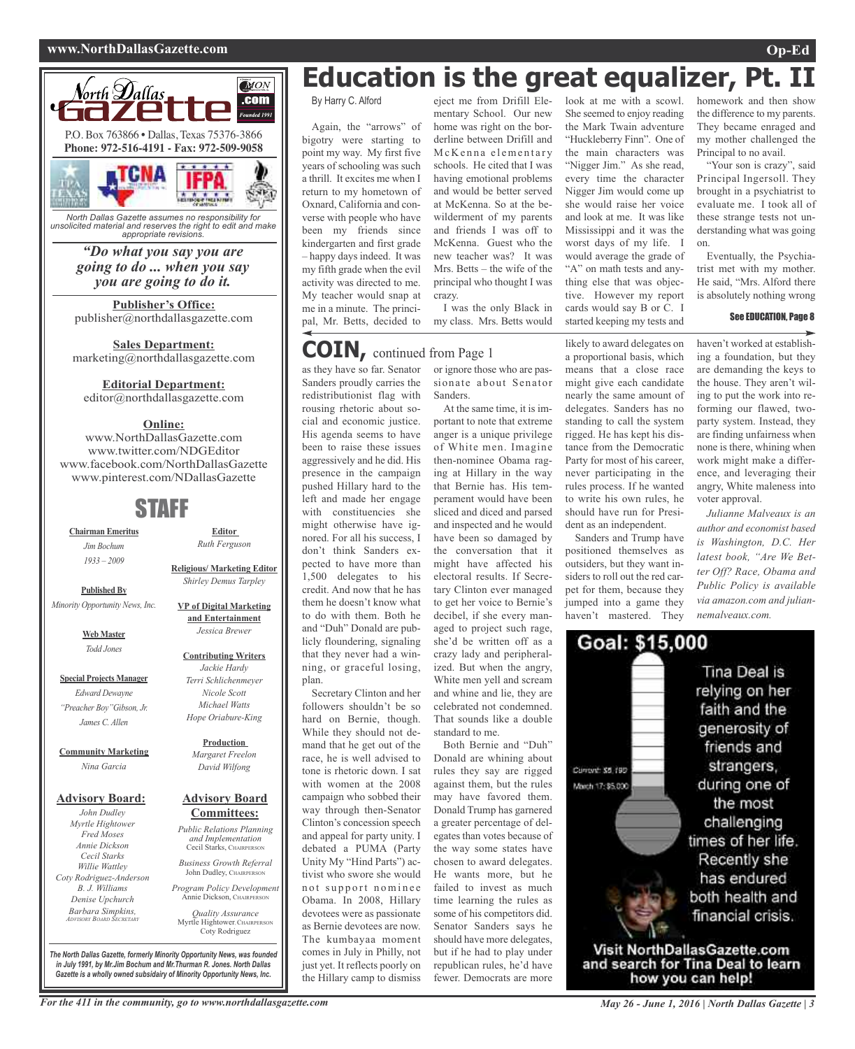# Education is the great equalizer, Pt. II

By Harry C. Alford

Again, the "arrows" of bigotry were starting to point my way. My first five years of schooling was such a thrill. It excites me when I return to my hometown of Oxnard, California and converse with people who have been my friends since kindergarten and first grade – happy days indeed. It was my fifth grade when the evil activity was directed to me. My teacher would snap at me in a minute. The principal, Mr. Betts, decided to eject me from Drifill Elementary School. Our new home was right on the border between Drifill and McKenna elementary schools. He cited that I was having emotional problems and would be better served at McKenna. So at the bewilderment of my parents and friends I was off to McKenna. Guest who the new teacher was? It was Mrs. Betts – the wife of the principal who thought I was crazy.

I was the only Black in my class. Mrs. Betts would look at me with a scowl. She seemed to enjoy reading the Mark Twain adventure "Huckleberry Finn". One of the main characters was "Nigger Jim." As she read, every time the character Nigger Jim would come up she would raise her voice and look at me. It was like Mississippi and it was the worst days of my life. I would average the grade of "A" on math tests and anything else that was objective. However my report cards would say B or C. I started keeping my tests and homework and then show the difference to my parents. They became enraged and my mother challenged the Principal to no avail.

"Your son is crazy", said Principal Ingersoll. They brought in a psychiatrist to evaluate me. I took all of these strange tests not understanding what was going on.

Eventually, the Psychiatrist met with my mother. He said, "Mrs. Alford there is absolutely nothing wrong

**See EDUCATION, Page 8**

# COIN, continued from Page 1

as they have so far. Senator Sanders proudly carries the redistributionist flag with rousing rhetoric about social and economic justice. His agenda seems to have been to raise these issues aggressively and he did. His presence in the campaign pushed Hillary hard to the left and made her engage with constituencies she might otherwise have ignored. For all his success, I don't think Sanders expected to have more than 1,500 delegates to his credit. And now that he has them he doesn't know what to do with them. Both he and "Duh" Donald are publicly floundering, signaling that they never had a winning, or graceful losing, plan.

Secretary Clinton and her followers shouldn't be so hard on Bernie, though. While they should not demand that he get out of the race, he is well advised to tone is rhetoric down. I sat with women at the 2008 campaign who sobbed their way through then-Senator Clinton's concession speech and appeal for party unity. I debated a PUMA (Party Unity My "Hind Parts") activist who swore she would not support nominee Obama. In 2008, Hillary devotees were as passionate as Bernie devotees are now. The kumbayaa moment comes in July in Philly, not just yet. It reflects poorly on the Hillary camp to dismiss or ignore those who are passionate about Senator Sanders.

At the same time, it is important to note that extreme anger is a unique privilege of White men. Imagine then-nominee Obama raging at Hillary in the way that Bernie has. His temperament would have been sliced and diced and inspected and he would have been so damaged by the conversation that it might have affected his electoral results. If Secretary Clinton ever managed to get her voice to Bernie's decibel, if she every managed to project such rage, she'd be written off as a crazy lady and peripheralized. But when the angry, White men yell and scream and whine and lie, they are celebrated not condemned. That sounds like a double standard to me.

Both Bernie and "Duh" Donald are whining about rules they say are rigged against them, but the rules may have favored them. Donald Trump has garnered a greater percentage of delegates than votes because of the way some states have chosen to award delegates. He wants more, but he failed to invest as much time learning the rules as some of his competitors did. Senator Sanders says he should have more delegates, but if he had to play under republican rules, he'd have fewer. Democrats are more likely to award delegates on a proportional basis, which means that a close race might give each candidate nearly the same amount of delegates. Sanders has no standing to call the system rigged. He has kept his distance from the Democratic Party for most of his career, never participating in the rules process. If he wanted to write his own rules, he should have run for President as an independent.

Sanders and Trump have positioned themselves as outsiders, but they want insiders to roll out the red carpet for them, because they jumped into a game they haven't mastered. They haven't worked at establishing a foundation, but they are demanding the keys to the house. They aren't willing to put the work into reforming our flawed, two-party system. Instead, they are finding unfairness when none is there, whining when work might make a difference, and leveraging their angry, White maleness into voter approval.

*Julianne Malveaux is an author and economist based is Washington, D.C. Her latest book, "Are We Better Off? Race, Obama and Public Policy is available via amazon.com and juliannemalveaux.com.*

---

**Goal: $15,000**

Current: $8,190
March 17: $5,000

Tina Deal is relying on her faith and the generosity of friends and strangers, during one of the most challenging times of her life. Recently she has endured both health and financial crisis.

**Visit NorthDallasGazette.com and search for Tina Deal to learn how you can help!**

---

**North Dallas Gazette**

P.O. Box 763866 • Dallas, Texas 75376-3866
**Phone: 972-516-4191 - Fax: 972-509-9058**

*North Dallas Gazette assumes no responsibility for unsolicited material and reserves the right to edit and make appropriate revisions.*

***"Do what you say you are going to do ... when you say you are going to do it.***

**Publisher's Office:**
publisher@northdallasgazette.com

**Sales Department:**
marketing@northdallasgazette.com

**Editorial Department:**
editor@northdallasgazette.com

**Online:**
www.NorthDallasGazette.com
www.twitter.com/NDGEditor
www.facebook.com/NorthDallasGazette
www.pinterest.com/NDallasGazette

## STAFF

**Chairman Emeritus**
*Jim Bochum*
*1933 – 2009*

**Published By**
*Minority Opportunity News, Inc.*

**Web Master**
*Todd Jones*

**Special Projects Manager**
*Edward Dewayne "Preacher Boy" Gibson, Jr.*
*James C. Allen*

**Community Marketing**
*Nina Garcia*

**Advisory Board:**
*John Dudley*
*Myrtle Hightower*
*Fred Moses*
*Annie Dickson*
*Cecil Starks*
*Willie Wattley*
*Coty Rodriguez-Anderson*
*B. J. Williams*
*Denise Upchurch*
*Barbara Simpkins, Advisory Board Secretary*

**Editor**
*Ruth Ferguson*

**Religious/ Marketing Editor**
*Shirley Demus Tarpley*

**VP of Digital Marketing and Entertainment**
*Jessica Brewer*

**Contributing Writers**
*Jackie Hardy*
*Terri Schlichenmeyer*
*Nicole Scott*
*Michael Watts*
*Hope Oriabure-King*

**Production**
*Margaret Freelon*
*David Wilfong*

**Advisory Board Committees:**

*Public Relations Planning and Implementation*
Cecil Starks, Chairperson

*Business Growth Referral*
John Dudley, Chairperson

*Program Policy Development*
Annie Dickson, Chairperson

*Quality Assurance*
Myrtle Hightower, Chairperson
Coty Rodriguez

*The North Dallas Gazette, formerly Minority Opportunity News, was founded in July 1991, by Mr.Jim Bochum and Mr.Thurman R. Jones. North Dallas Gazette is a wholly owned subsidairy of Minority Opportunity News, Inc.*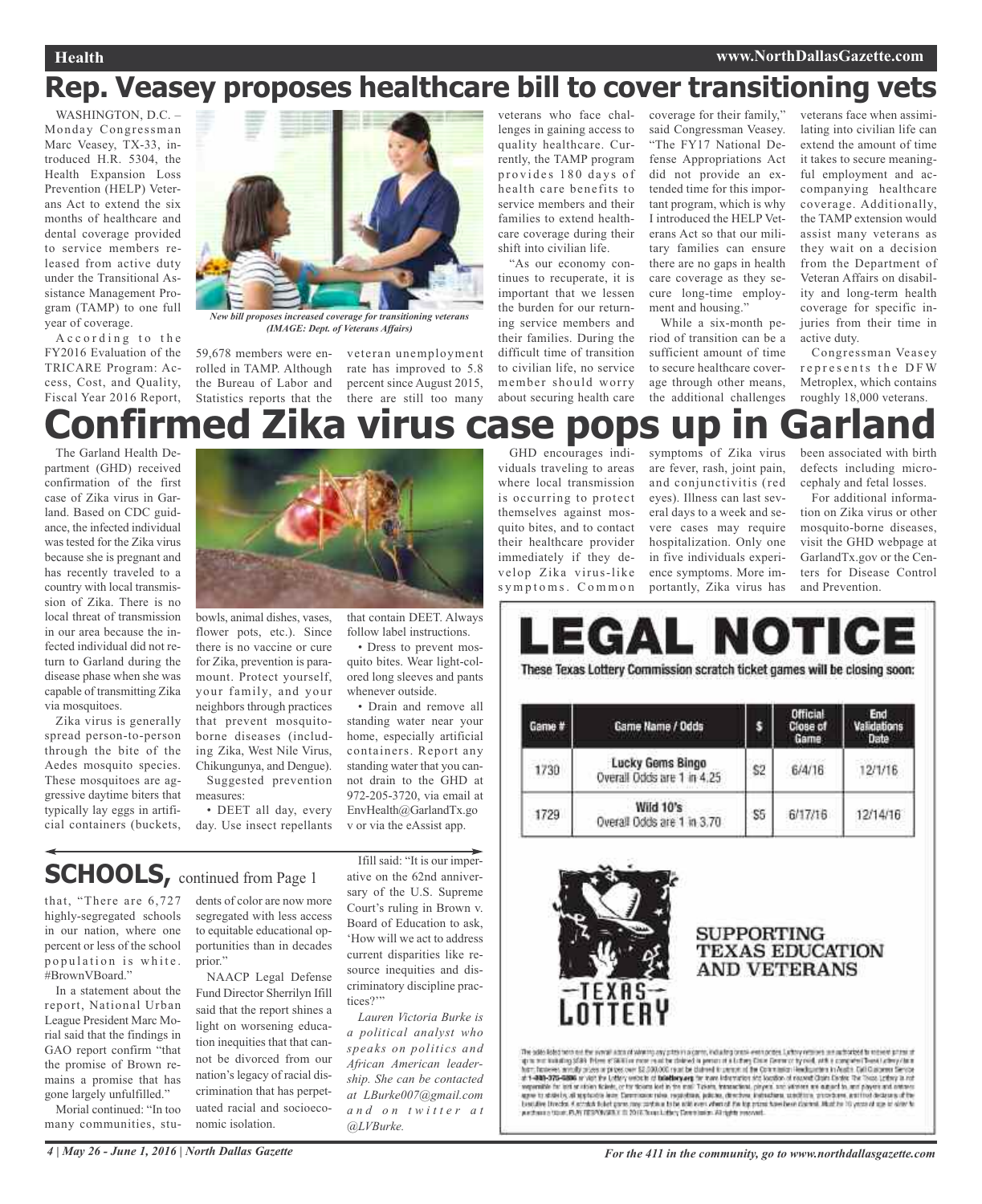# Rep. Veasey proposes healthcare bill to cover transitioning vets

WASHINGTON, D.C. – Monday Congressman Marc Veasey, TX-33, introduced H.R. 5304, the Health Expansion Loss Prevention (HELP) Veterans Act to extend the six months of healthcare and dental coverage provided to service members released from active duty under the Transitional Assistance Management Program (TAMP) to one full year of coverage.

*New bill proposes increased coverage for transitioning veterans (IMAGE: Dept. of Veterans Affairs)*

According to the FY2016 Evaluation of the TRICARE Program: Access, Cost, and Quality, Fiscal Year 2016 Report, 59,678 members were enrolled in TAMP. Although the Bureau of Labor and Statistics reports that the veteran unemployment rate has improved to 5.8 percent since August 2015, there are still too many veterans who face challenges in gaining access to quality healthcare. Currently, the TAMP program provides 180 days of health care benefits to service members and their families to extend healthcare coverage during their shift into civilian life.

"As our economy continues to recuperate, it is important that we lessen the burden for our returning service members and their families. During the difficult time of transition to civilian life, no service member should worry about securing health care coverage for their family," said Congressman Veasey. "The FY17 National Defense Appropriations Act did not provide an extended time for this important program, which is why I introduced the HELP Veterans Act so that our military families can ensure there are no gaps in health care coverage as they secure long-time employment and housing."

While a six-month period of transition can be a sufficient amount of time to secure healthcare coverage through other means, the additional challenges veterans face when assimilating into civilian life can extend the amount of time it takes to secure meaningful employment and accompanying healthcare coverage. Additionally, the TAMP extension would assist many veterans as they wait on a decision from the Department of Veteran Affairs on disability and long-term health coverage for specific injuries from their time in active duty.

Congressman Veasey represents the DFW Metroplex, which contains roughly 18,000 veterans.

# Confirmed Zika virus case pops up in Garland

The Garland Health Department (GHD) received confirmation of the first case of Zika virus in Garland. Based on CDC guidance, the infected individual was tested for the Zika virus because she is pregnant and has recently traveled to a country with local transmission of Zika. There is no local threat of transmission in our area because the infected individual did not return to Garland during the disease phase when she was capable of transmitting Zika via mosquitoes.

Zika virus is generally spread person-to-person through the bite of the Aedes mosquito species. These mosquitoes are aggressive daytime biters that typically lay eggs in artificial containers (buckets, bowls, animal dishes, vases, flower pots, etc.). Since there is no vaccine or cure for Zika, prevention is paramount. Protect yourself, your family, and your neighbors through practices that prevent mosquito-borne diseases (including Zika, West Nile Virus, Chikungunya, and Dengue).

Suggested prevention measures:

- DEET all day, every day. Use insect repellants that contain DEET. Always follow label instructions.
- Dress to prevent mosquito bites. Wear light-colored long sleeves and pants whenever outside.
- Drain and remove all standing water near your home, especially artificial containers. Report any standing water that you cannot drain to the GHD at 972-205-3720, via email at EnvHealth@GarlandTx.gov or via the eAssist app.

GHD encourages individuals traveling to areas where local transmission is occurring to protect themselves against mosquito bites, and to contact their healthcare provider immediately if they develop Zika virus-like symptoms. Common symptoms of Zika virus are fever, rash, joint pain, and conjunctivitis (red eyes). Illness can last several days to a week and severe cases may require hospitalization. Only one in five individuals experience symptoms. More importantly, Zika virus has been associated with birth defects including microcephaly and fetal losses.

For additional information on Zika virus or other mosquito-borne diseases, visit the GHD webpage at GarlandTx.gov or the Centers for Disease Control and Prevention.

## SCHOOLS, continued from Page 1

that, "There are 6,727 highly-segregated schools in our nation, where one percent or less of the school population is white. #BrownVBoard."

In a statement about the report, National Urban League President Marc Morial said that the findings in GAO report confirm "that the promise of Brown remains a promise that has gone largely unfulfilled."

Morial continued: "In too many communities, students of color are now more segregated with less access to equitable educational opportunities than in decades prior."

NAACP Legal Defense Fund Director Sherrilyn Ifill said that the report shines a light on worsening education inequities that that cannot be divorced from our nation's legacy of racial discrimination that has perpetuated racial and socioeconomic isolation.

Ifill said: "It is our imperative on the 62nd anniversary of the U.S. Supreme Court's ruling in Brown v. Board of Education to ask, 'How will we act to address current disparities like resource inequities and discriminatory discipline practices?'"

*Lauren Victoria Burke is a political analyst who speaks on politics and African American leadership. She can be contacted at LBurke007@gmail.com and on twitter at @LVBurke.*

# LEGAL NOTICE

**These Texas Lottery Commission scratch ticket games will be closing soon:**

| Game # | Game Name / Odds | $ | Official Close of Game | End Validations Date |
|---|---|---|---|---|
| 1730 | Lucky Gems Bingo Overall Odds are 1 in 4.25 | $2 | 6/4/16 | 12/1/16 |
| 1729 | Wild 10's Overall Odds are 1 in 3.70 | $5 | 6/17/16 | 12/14/16 |

TEXAS LOTTERY

SUPPORTING TEXAS EDUCATION AND VETERANS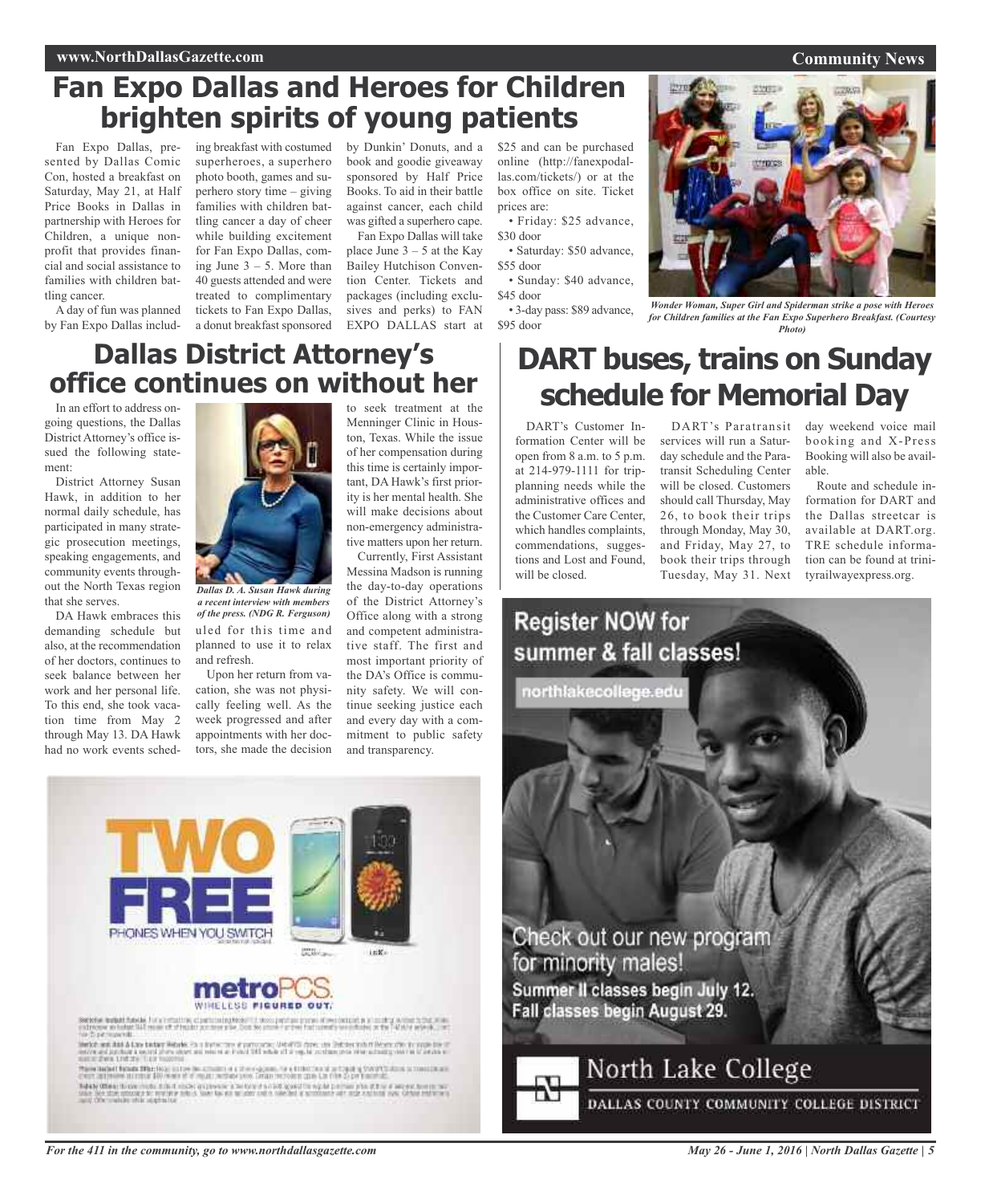# Fan Expo Dallas and Heroes for Children brighten spirits of young patients

Fan Expo Dallas, presented by Dallas Comic Con, hosted a breakfast on Saturday, May 21, at Half Price Books in Dallas in partnership with Heroes for Children, a unique nonprofit that provides financial and social assistance to families with children battling cancer.

A day of fun was planned by Fan Expo Dallas including breakfast with costumed superheroes, a superhero photo booth, games and superhero story time – giving families with children battling cancer a day of cheer while building excitement for Fan Expo Dallas, coming June 3 – 5. More than 40 guests attended and were treated to complimentary tickets to Fan Expo Dallas, a donut breakfast sponsored by Dunkin' Donuts, and a book and goodie giveaway sponsored by Half Price Books. To aid in their battle against cancer, each child was gifted a superhero cape.

Fan Expo Dallas will take place June 3 – 5 at the Kay Bailey Hutchison Convention Center. Tickets and packages (including exclusives and perks) to FAN EXPO DALLAS start at $25 and can be purchased online (http://fanexpodallas.com/tickets/) or at the box office on site. Ticket prices are:

- Friday: $25 advance, $30 door
- Saturday: $50 advance, $55 door
- Sunday: $40 advance, $45 door
- 3-day pass: $89 advance, $95 door

*Wonder Woman, Super Girl and Spiderman strike a pose with Heroes for Children families at the Fan Expo Superhero Breakfast. (Courtesy Photo)*

# Dallas District Attorney's office continues on without her

In an effort to address ongoing questions, the Dallas District Attorney's office issued the following statement:

District Attorney Susan Hawk, in addition to her normal daily schedule, has participated in many strategic prosecution meetings, speaking engagements, and community events throughout the North Texas region that she serves.

DA Hawk embraces this demanding schedule but also, at the recommendation of her doctors, continues to seek balance between her work and her personal life. To this end, she took vacation time from May 2 through May 13. DA Hawk had no work events scheduled for this time and planned to use it to relax and refresh.

*Dallas D. A. Susan Hawk during a recent interview with members of the press. (NDG R. Ferguson)*

Upon her return from vacation, she was not physically feeling well. As the week progressed and after appointments with her doctors, she made the decision to seek treatment at the Menninger Clinic in Houston, Texas. While the issue of her compensation during this time is certainly important, DA Hawk's first priority is her mental health. She will make decisions about non-emergency administrative matters upon her return.

Currently, First Assistant Messina Madson is running the day-to-day operations of the District Attorney's Office along with a strong and competent administrative staff. The first and most important priority of the DA's Office is community safety. We will continue seeking justice each and every day with a commitment to public safety and transparency.

# DART buses, trains on Sunday schedule for Memorial Day

DART's Customer Information Center will be open from 8 a.m. to 5 p.m. at 214-979-1111 for trip-planning needs while the administrative offices and the Customer Care Center, which handles complaints, commendations, suggestions and Lost and Found, will be closed.

DART's Paratransit services will run a Saturday schedule and the Paratransit Scheduling Center will be closed. Customers should call Thursday, May 26, to book their trips through Monday, May 30, and Friday, May 27, to book their trips through Tuesday, May 31. Next day weekend voice mail booking and X-Press Booking will also be available.

Route and schedule information for DART and the Dallas streetcar is available at DART.org. TRE schedule information can be found at trinityrailwayexpress.org.

**Register NOW for summer & fall classes!**

northlakecollege.edu

Check out our new program for minority males!

**Summer II classes begin July 12. Fall classes begin August 29.**

North Lake College

DALLAS COUNTY COMMUNITY COLLEGE DISTRICT

**TWO FREE** PHONES WHEN YOU SWITCH

metroPCS. WIRELESS FIGURED OUT.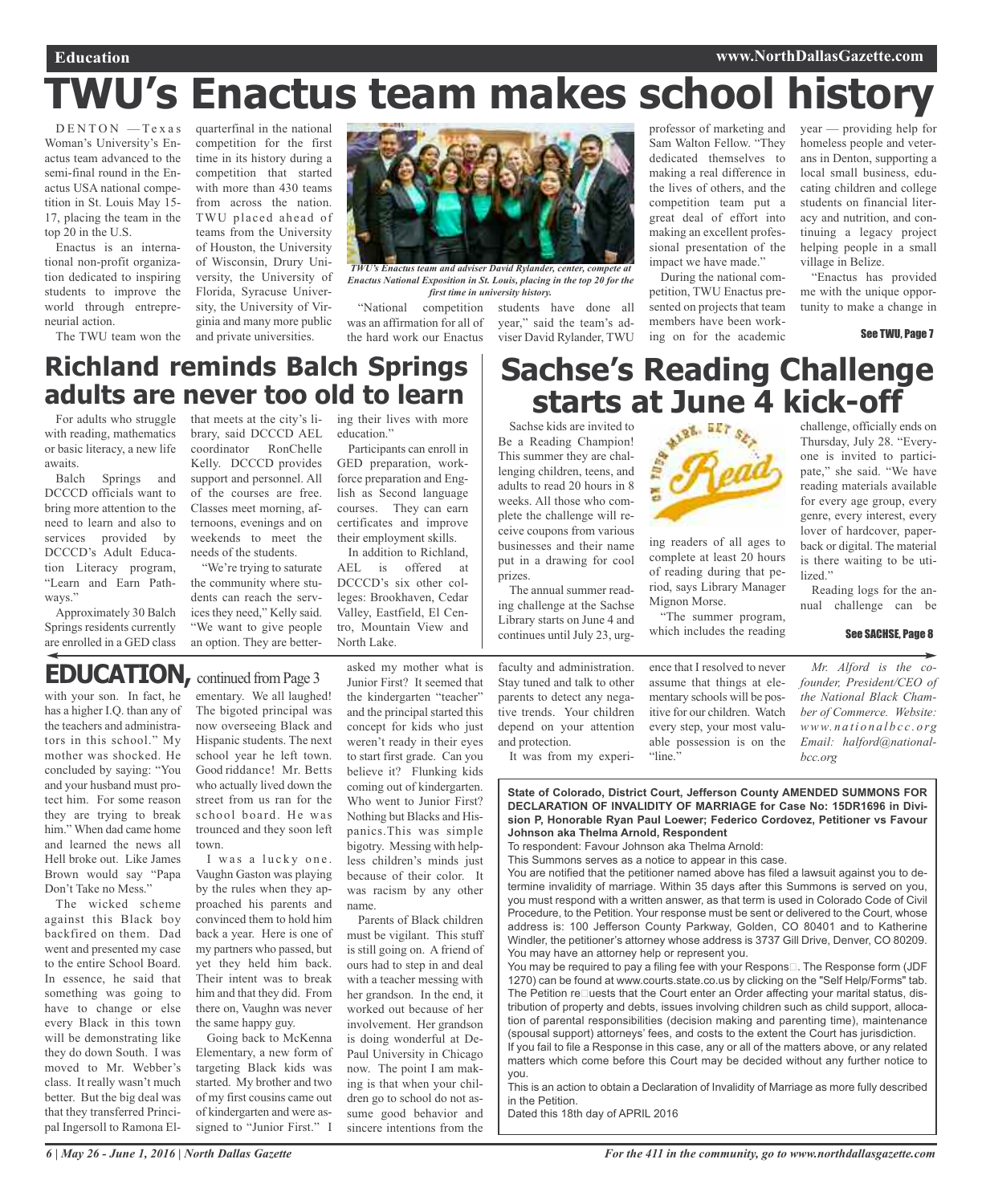# TWU's Enactus team makes school history

DENTON — Texas Woman's University's Enactus team advanced to the semi-final round in the Enactus USA national competition in St. Louis May 15-17, placing the team in the top 20 in the U.S.

Enactus is an international non-profit organization dedicated to inspiring students to improve the world through entrepreneurial action.

The TWU team won the quarterfinal in the national competition for the first time in its history during a competition that started with more than 430 teams from across the nation. TWU placed ahead of teams from the University of Houston, the University of Wisconsin, Drury University, the University of Florida, Syracuse University, the University of Virginia and many more public and private universities.

*TWU's Enactus team and adviser David Rylander, center, compete at Enactus National Exposition in St. Louis, placing in the top 20 for the first time in university history.*

"National competition was an affirmation for all of the hard work our Enactus students have done all year," said the team's adviser David Rylander, TWU professor of marketing and Sam Walton Fellow. "They dedicated themselves to making a real difference in the lives of others, and the competition team put a great deal of effort into making an excellent professional presentation of the impact we have made."

During the national competition, TWU Enactus presented on projects that team members have been working on for the academic year — providing help for homeless people and veterans in Denton, supporting a local small business, educating children and college students on financial literacy and nutrition, and continuing a legacy project helping people in a small village in Belize.

"Enactus has provided me with the unique opportunity to make a change in

See TWU, Page 7

## Richland reminds Balch Springs adults are never too old to learn

For adults who struggle with reading, mathematics or basic literacy, a new life awaits.

Balch Springs and DCCCD officials want to bring more attention to the need to learn and also to services provided by DCCCD's Adult Education Literacy program, "Learn and Earn Pathways."

Approximately 30 Balch Springs residents currently are enrolled in a GED class that meets at the city's library, said DCCCD AEL coordinator RonChelle Kelly. DCCCD provides support and personnel. All of the courses are free. Classes meet morning, afternoons, evenings and on weekends to meet the needs of the students.

"We're trying to saturate the community where students can reach the services they need," Kelly said. "We want to give people an option. They are bettering their lives with more education."

Participants can enroll in GED preparation, workforce preparation and English as Second language courses. They can earn certificates and improve their employment skills.

In addition to Richland, AEL is offered at DCCCD's six other colleges: Brookhaven, Cedar Valley, Eastfield, El Centro, Mountain View and North Lake.

## Sachse's Reading Challenge starts at June 4 kick-off

Sachse kids are invited to Be a Reading Champion! This summer they are challenging children, teens, and adults to read 20 hours in 8 weeks. All those who complete the challenge will receive coupons from various businesses and their name put in a drawing for cool prizes.

The annual summer reading challenge at the Sachse Library starts on June 4 and continues until July 23, urging readers of all ages to complete at least 20 hours of reading during that period, says Library Manager Mignon Morse.

"The summer program, which includes the reading challenge, officially ends on Thursday, July 28. "Everyone is invited to participate," she said. "We have reading materials available for every age group, every genre, every interest, every lover of hardcover, paperback or digital. The material is there waiting to be utilized."

Reading logs for the annual challenge can be

See SACHSE, Page 8

## EDUCATION, continued from Page 3

with your son. In fact, he has a higher I.Q. than any of the teachers and administrators in this school." My mother was shocked. He concluded by saying: "You and your husband must protect him. For some reason they are trying to break him." When dad came home and learned the news all Hell broke out. Like James Brown would say "Papa Don't Take no Mess."

The wicked scheme against this Black boy backfired on them. Dad went and presented my case to the entire School Board. In essence, he said that something was going to have to change or else every Black in this town will be demonstrating like they do down South. I was moved to Mr. Webber's class. It really wasn't much better. But the big deal was that they transferred Principal Ingersoll to Ramona Elementary. We all laughed! The bigoted principal was now overseeing Black and Hispanic students. The next school year he left town. Good riddance! Mr. Betts who actually lived down the street from us ran for the school board. He was trounced and they soon left town.

I was a lucky one. Vaughn Gaston was playing by the rules when they approached his parents and convinced them to hold him back a year. Here is one of my partners who passed, but yet they held him back. Their intent was to break him and that they did. From there on, Vaughn was never the same happy guy.

Going back to McKenna Elementary, a new form of targeting Black kids was started. My brother and two of my first cousins came out of kindergarten and were assigned to "Junior First." I asked my mother what is Junior First? It seemed that the kindergarten "teacher" and the principal started this concept for kids who just weren't ready in their eyes to start first grade. Can you believe it? Flunking kids coming out of kindergarten. Who went to Junior First? Nothing but Blacks and Hispanics.This was simple bigotry. Messing with helpless children's minds just because of their color. It was racism by any other name.

Parents of Black children must be vigilant. This stuff is still going on. A friend of ours had to step in and deal with a teacher messing with her grandson. In the end, it worked out because of her involvement. Her grandson is doing wonderful at DePaul University in Chicago now. The point I am making is that when your children go to school do not assume good behavior and sincere intentions from the faculty and administration. Stay tuned and talk to other parents to detect any negative trends. Your children depend on your attention and protection.

It was from my experience that I resolved to never assume that things at elementary schools will be positive for our children. Watch every step, your most valuable possession is on the "line."

*Mr. Alford is the co-founder, President/CEO of the National Black Chamber of Commerce. Website: www.nationalbcc.org Email: halford@nationalbcc.org*

**State of Colorado, District Court, Jefferson County AMENDED SUMMONS FOR DECLARATION OF INVALIDITY OF MARRIAGE for Case No: 15DR1696 in Division P, Honorable Ryan Paul Loewer; Federico Cordovez, Petitioner vs Favour Johnson aka Thelma Arnold, Respondent**

To respondent: Favour Johnson aka Thelma Arnold:

This Summons serves as a notice to appear in this case.

You are notified that the petitioner named above has filed a lawsuit against you to determine invalidity of marriage. Within 35 days after this Summons is served on you, you must respond with a written answer, as that term is used in Colorado Code of Civil Procedure, to the Petition. Your response must be sent or delivered to the Court, whose address is: 100 Jefferson County Parkway, Golden, CO 80401 and to Katherine Windler, the petitioner's attorney whose address is 3737 Gill Drive, Denver, CO 80209. You may have an attorney help or represent you.

You may be required to pay a filing fee with your Respons□. The Response form (JDF 1270) can be found at www.courts.state.co.us by clicking on the "Self Help/Forms" tab. The Petition re□uests that the Court enter an Order affecting your marital status, distribution of property and debts, issues involving children such as child support, allocation of parental responsibilities (decision making and parenting time), maintenance (spousal support) attorneys' fees, and costs to the extent the Court has jurisdiction.

If you fail to file a Response in this case, any or all of the matters above, or any related matters which come before this Court may be decided without any further notice to you.

This is an action to obtain a Declaration of Invalidity of Marriage as more fully described in the Petition.

Dated this 18th day of APRIL 2016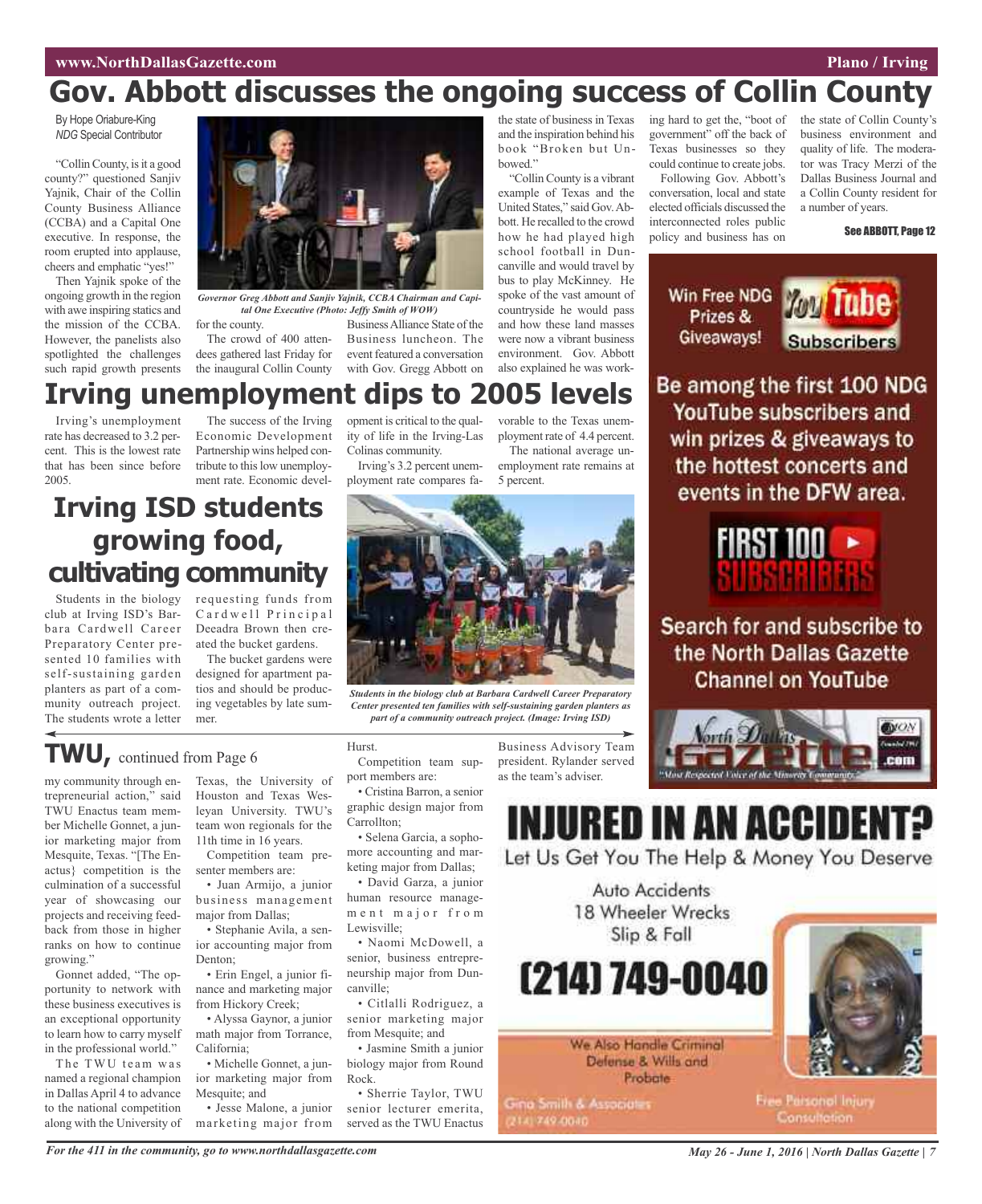# Gov. Abbott discusses the ongoing success of Collin County

By Hope Oriabure-King
*NDG* Special Contributor

"Collin County, is it a good county?" questioned Sanjiv Yajnik, Chair of the Collin County Business Alliance (CCBA) and a Capital One executive. In response, the room erupted into applause, cheers and emphatic "yes!"

Then Yajnik spoke of the ongoing growth in the region with awe inspiring statics and the mission of the CCBA. However, the panelists also spotlighted the challenges such rapid growth presents for the county.

*Governor Greg Abbott and Sanjiv Yajnik, CCBA Chairman and Capital One Executive (Photo: Jeffy Smith of WOW)*

The crowd of 400 attendees gathered last Friday for the inaugural Collin County Business Alliance State of the Business luncheon. The event featured a conversation with Gov. Gregg Abbott on the state of business in Texas and the inspiration behind his book "Broken but Unbowed."

"Collin County is a vibrant example of Texas and the United States," said Gov. Abbott. He recalled to the crowd how he had played high school football in Duncanville and would travel by bus to play McKinney. He spoke of the vast amount of countryside he would pass and how these land masses were now a vibrant business environment. Gov. Abbott also explained he was working hard to get the, "boot of government" off the back of Texas businesses so they could continue to create jobs.

Following Gov. Abbott's conversation, local and state elected officials discussed the interconnected roles public policy and business has on the state of Collin County's business environment and quality of life. The moderator was Tracy Merzi of the Dallas Business Journal and a Collin County resident for a number of years.

**See ABBOTT, Page 12**

# Irving unemployment dips to 2005 levels

Irving's unemployment rate has decreased to 3.2 percent. This is the lowest rate that has been since before 2005.

The success of the Irving Economic Development Partnership wins helped contribute to this low unemployment rate. Economic development is critical to the quality of life in the Irving-Las Colinas community.

Irving's 3.2 percent unemployment rate compares favorable to the Texas unemployment rate of 4.4 percent.

The national average unemployment rate remains at 5 percent.

# Irving ISD students growing food, cultivating community

Students in the biology club at Irving ISD's Barbara Cardwell Career Preparatory Center presented 10 families with self-sustaining garden planters as part of a community outreach project. The students wrote a letter requesting funds from Cardwell Principal Deeadra Brown then created the bucket gardens.

The bucket gardens were designed for apartment patios and should be producing vegetables by late summer.

*Students in the biology club at Barbara Cardwell Career Preparatory Center presented ten families with self-sustaining garden planters as part of a community outreach project. (Image: Irving ISD)*

## TWU, continued from Page 6

my community through entrepreneurial action," said TWU Enactus team member Michelle Gonnet, a junior marketing major from Mesquite, Texas. "[The Enactus} competition is the culmination of a successful year of showcasing our projects and receiving feedback from those in higher ranks on how to continue growing."

Gonnet added, "The opportunity to network with these business executives is an exceptional opportunity to learn how to carry myself in the professional world."

The TWU team was named a regional champion in Dallas April 4 to advance to the national competition along with the University of Texas, the University of Houston and Texas Wesleyan University. TWU's team won regionals for the 11th time in 16 years.

Competition team presenter members are:

- Juan Armijo, a junior business management major from Dallas;
- Stephanie Avila, a senior accounting major from Denton;
- Erin Engel, a junior finance and marketing major from Hickory Creek;
- Alyssa Gaynor, a junior math major from Torrance, California;
- Michelle Gonnet, a junior marketing major from Mesquite; and
- Jesse Malone, a junior marketing major from Hurst.

Competition team support members are:

- Cristina Barron, a senior graphic design major from Carrollton;
- Selena Garcia, a sophomore accounting and marketing major from Dallas;
- David Garza, a junior human resource management major from Lewisville;
- Naomi McDowell, a senior, business entrepreneurship major from Duncanville;
- Citlalli Rodriguez, a senior marketing major from Mesquite; and
- Jasmine Smith a junior biology major from Round Rock.
- Sherrie Taylor, TWU senior lecturer emerita, served as the TWU Enactus Business Advisory Team president. Rylander served as the team's adviser.

Win Free NDG Prizes & Giveaways! YouTube Subscribers

Be among the first 100 NDG YouTube subscribers and win prizes & giveaways to the hottest concerts and events in the DFW area.

FIRST 100 SUBSCRIBERS

Search for and subscribe to the North Dallas Gazette Channel on YouTube

# INJURED IN AN ACCIDENT?

Let Us Get You The Help & Money You Deserve

Auto Accidents
18 Wheeler Wrecks
Slip & Fall

(214) 749-0040

We Also Handle Criminal Defense & Wills and Probate

Gina Smith & Associates
(214) 749-0040

Free Personal Injury Consultation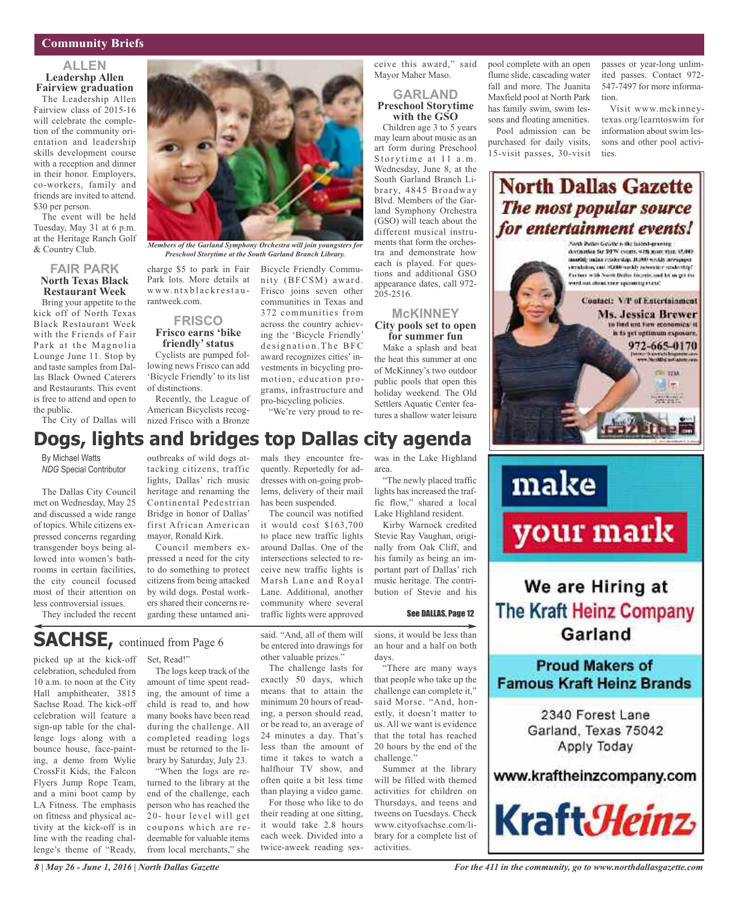## Community Briefs

### ALLEN

**Leadershp Allen Fairview graduation**

The Leadership Allen Fairview class of 2015-16 will celebrate the completion of the community orientation and leadership skills development course with a reception and dinner in their honor. Employers, co-workers, family and friends are invited to attend. $30 per person.

The event will be held Tuesday, May 31 at 6 p.m. at the Heritage Ranch Golf & Country Club.

*Members of the Garland Symphony Orchestra will join youngsters for Preschool Storytime at the South Garland Branch Library.*

### FAIR PARK

**North Texas Black Restaurant Week**

Bring your appetite to the kick off of North Texas Black Restaurant Week with the Friends of Fair Park at the Magnolia Lounge June 11. Stop by and taste samples from Dallas Black Owned Caterers and Restaurants. This event is free to attend and open to the public.

The City of Dallas will charge $5 to park in Fair Park lots. More details at www.ntxblackrestaurantweek.com.

### FRISCO

**Frisco earns 'bike friendly' status**

Cyclists are pumped following news Frisco can add 'Bicycle Friendly' to its list of distinctions.

Recently, the League of American Bicyclists recognized Frisco with a Bronze Bicycle Friendly Community (BFCSM) award. Frisco joins seven other communities in Texas and 372 communities from across the country achieving the 'Bicycle Friendly' designation.The BFC award recognizes cities' investments in bicycling promotion, education programs, infrastructure and pro-bicycling policies.

"We're very proud to receive this award," said Mayor Maher Maso.

### GARLAND

**Preschool Storytime with the GSO**

Children age 3 to 5 years may learn about music as an art form during Preschool Storytime at 11 a.m. Wednesday, June 8, at the South Garland Branch Library, 4845 Broadway Blvd. Members of the Garland Symphony Orchestra (GSO) will teach about the different musical instruments that form the orchestra and demonstrate how each is played. For questions and additional GSO appearance dates, call 972-205-2516.

### McKINNEY

**City pools set to open for summer fun**

Make a splash and beat the heat this summer at one of McKinney's two outdoor public pools that open this holiday weekend. The Old Settlers Aquatic Center features a shallow water leisure pool complete with an open flume slide, cascading water fall and more. The Juanita Maxfield pool at North Park has family swim, swim lessons and floating amenities.

Pool admission can be purchased for daily visits, 15-visit passes, 30-visit passes or year-long unlimited passes. Contact 972-547-7497 for more information.

Visit www.mckinneytexas.org/learntoswim for information about swim lessons and other pool activities.

**North Dallas Gazette**
***The most popular source for entertainment events!***

North Dallas Gazette is the fastest-growing destination for DFW events with more than 45,000 monthly online readership, 10,000 weekly newspaper circulation, and 50,000 weekly newsletter readership! Partner with North Dallas Gazette and let us get the word out about your upcoming event!

**Contact: VP of Entertainment**
**Ms. Jessica Brewer**
to find out how economical it is to get optimum exposure.
**972-665-0170**

# Dogs, lights and bridges top Dallas city agenda

By Michael Watts
*NDG* Special Contributor

The Dallas City Council met on Wednesday, May 25 and discussed a wide range of topics. While citizens expressed concerns regarding transgender boys being allowed into women's bathrooms in certain facilities, the city council focused most of their attention on less controversial issues.

They included the recent outbreaks of wild dogs attacking citizens, traffic lights, Dallas' rich music heritage and renaming the Continental Pedestrian Bridge in honor of Dallas' first African American mayor, Ronald Kirk.

Council members expressed a need for the city to do something to protect citizens from being attacked by wild dogs. Postal workers shared their concerns regarding these untamed animals they encounter frequently. Reportedly for addresses with on-going problems, delivery of their mail has been suspended.

The council was notified it would cost $163,700 to place new traffic lights around Dallas. One of the intersections selected to receive new traffic lights is Marsh Lane and Royal Lane. Additional, another community where several traffic lights were approved was in the Lake Highland area.

"The newly placed traffic lights has increased the traffic flow," shared a local Lake Highland resident.

Kirby Warnock credited Stevie Ray Vaughan, originally from Oak Cliff, and his family as being an important part of Dallas' rich music heritage. The contribution of Stevie and his

See DALLAS, Page 12

# SACHSE, continued from Page 6

picked up at the kick-off celebration, scheduled from 10 a.m. to noon at the City Hall amphitheater, 3815 Sachse Road. The kick-off celebration will feature a sign-up table for the challenge logs along with a bounce house, face-painting, a demo from Wylie CrossFit Kids, the Falcon Flyers Jump Rope Team, and a mini boot camp by LA Fitness. The emphasis on fitness and physical activity at the kick-off is in line with the reading challenge's theme of "Ready, Set, Read!"

The logs keep track of the amount of time spent reading, the amount of time a child is read to, and how many books have been read during the challenge. All completed reading logs must be returned to the library by Saturday, July 23.

"When the logs are returned to the library at the end of the challenge, each person who has reached the 20-hour level will get coupons which are redeemable for valuable items from local merchants," she said. "And, all of them will be entered into drawings for other valuable prizes."

The challenge lasts for exactly 50 days, which means that to attain the minimum 20 hours of reading, a person should read, or be read to, an average of 24 minutes a day. That's less than the amount of time it takes to watch a halfhour TV show, and often quite a bit less time than playing a video game.

For those who like to do their reading at one sitting, it would take 2.8 hours each week. Divided into a twice-aweek reading sessions, it would be less than an hour and a half on both days.

"There are many ways that people who take up the challenge can complete it," said Morse. "And, honestly, it doesn't matter to us. All we want is evidence that the total has reached 20 hours by the end of the challenge."

Summer at the library will be filled with themed activities for children on Thursdays, and teens and tweens on Tuesdays. Check www.cityofsachse.com/library for a complete list of activities.

**make your mark**

**We are Hiring at The Kraft Heinz Company Garland**

**Proud Makers of Famous Kraft Heinz Brands**

2340 Forest Lane
Garland, Texas 75042
Apply Today

**www.kraftheinzcompany.com**

**KraftHeinz**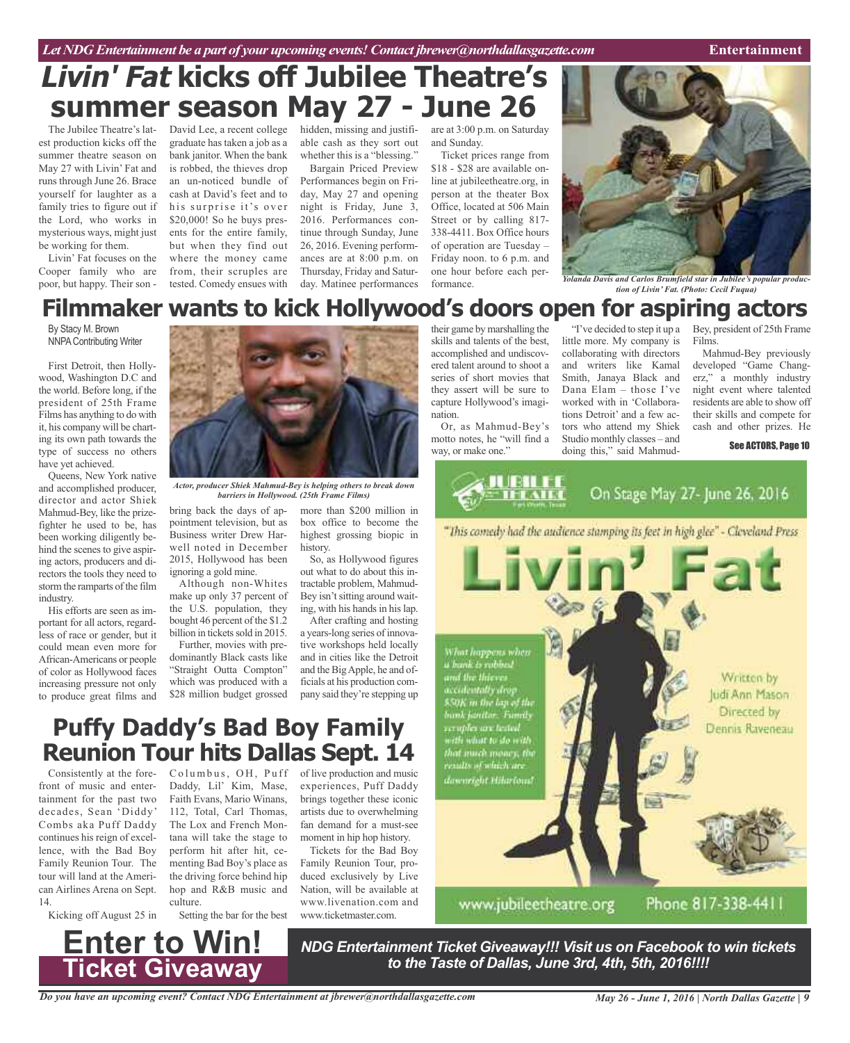# *Livin' Fat* kicks off Jubilee Theatre's summer season May 27 - June 26

The Jubilee Theatre's latest production kicks off the summer theatre season on May 27 with Livin' Fat and runs through June 26. Brace yourself for laughter as a family tries to figure out if the Lord, who works in mysterious ways, might just be working for them.

Livin' Fat focuses on the Cooper family who are poor, but happy. Their son - David Lee, a recent college graduate has taken a job as a bank janitor. When the bank is robbed, the thieves drop an un-noticed bundle of cash at David's feet and to his surprise it's over $20,000! So he buys presents for the entire family, but when they find out where the money came from, their scruples are tested. Comedy ensues with hidden, missing and justifiable cash as they sort out whether this is a "blessing."

Bargain Priced Preview Performances begin on Friday, May 27 and opening night is Friday, June 3, 2016. Performances continue through Sunday, June 26, 2016. Evening performances are at 8:00 p.m. on Thursday, Friday and Saturday. Matinee performances are at 3:00 p.m. on Saturday and Sunday.

Ticket prices range from $18 - $28 are available online at jubileetheatre.org, in person at the theater Box Office, located at 506 Main Street or by calling 817-338-4411. Box Office hours of operation are Tuesday – Friday noon. to 6 p.m. and one hour before each performance.

*Yolanda Davis and Carlos Brumfield star in Jubilee's popular production of Livin' Fat. (Photo: Cecil Fuqua)*

# Filmmaker wants to kick Hollywood's doors open for aspiring actors

By Stacy M. Brown
NNPA Contributing Writer

First Detroit, then Hollywood, Washington D.C and the world. Before long, if the president of 25th Frame Films has anything to do with it, his company will be charting its own path towards the type of success no others have yet achieved.

Queens, New York native and accomplished producer, director and actor Shiek Mahmud-Bey, like the prizefighter he used to be, has been working diligently behind the scenes to give aspiring actors, producers and directors the tools they need to storm the ramparts of the film industry.

His efforts are seen as important for all actors, regardless of race or gender, but it could mean even more for African-Americans or people of color as Hollywood faces increasing pressure not only to produce great films and bring back the days of appointment television, but as Business writer Drew Harwell noted in December 2015, Hollywood has been ignoring a gold mine.

*Actor, producer Shiek Mahmud-Bey is helping others to break down barriers in Hollywood. (25th Frame Films)*

Although non-Whites make up only 37 percent of the U.S. population, they bought 46 percent of the $1.2 billion in tickets sold in 2015.

Further, movies with predominantly Black casts like "Straight Outta Compton" which was produced with a $28 million budget grossed more than $200 million in box office to become the highest grossing biopic in history.

So, as Hollywood figures out what to do about this intractable problem, Mahmud-Bey isn't sitting around waiting, with his hands in his lap.

After crafting and hosting a years-long series of innovative workshops held locally and in cities like the Detroit and the Big Apple, he and officials at his production company said they're stepping up their game by marshalling the skills and talents of the best, accomplished and undiscovered talent around to shoot a series of short movies that they assert will be sure to capture Hollywood's imagination.

Or, as Mahmud-Bey's motto notes, he "will find a way, or make one."

"I've decided to step it up a little more. My company is collaborating with directors and writers like Kamal Smith, Janaya Black and Dana Elam – those I've worked with in 'Collaborations Detroit' and a few actors who attend my Shiek Studio monthly classes – and doing this," said Mahmud-Bey, president of 25th Frame Films.

Mahmud-Bey previously developed "Game Changerz," a monthly industry night event where talented residents are able to show off their skills and compete for cash and other prizes. He

See ACTORS, Page 10

JUBILEE THEATRE Fort Worth, Texas

On Stage May 27- June 26, 2016

"This comedy had the audience stamping its feet in high glee" - Cleveland Press

Livin' Fat

What happens when a bank is robbed and the thieves accidentally drop $50K in the lap of the bank janitor. Family scruples are tested with what to do with that much money, the results of which are downright Hilarious!

Written by Judi Ann Mason
Directed by Dennis Raveneau

www.jubileetheatre.org Phone 817-338-4411

# Puffy Daddy's Bad Boy Family Reunion Tour hits Dallas Sept. 14

Consistently at the forefront of music and entertainment for the past two decades, Sean 'Diddy' Combs aka Puff Daddy continues his reign of excellence, with the Bad Boy Family Reunion Tour. The tour will land at the American Airlines Arena on Sept. 14.

Kicking off August 25 in Columbus, OH, Puff Daddy, Lil' Kim, Mase, Faith Evans, Mario Winans, 112, Total, Carl Thomas, The Lox and French Montana will take the stage to perform hit after hit, cementing Bad Boy's place as the driving force behind hip hop and R&B music and culture.

Setting the bar for the best of live production and music experiences, Puff Daddy brings together these iconic artists due to overwhelming fan demand for a must-see moment in hip hop history.

Tickets for the Bad Boy Family Reunion Tour, produced exclusively by Live Nation, will be available at www.livenation.com and www.ticketmaster.com.

# Enter to Win!

## Ticket Giveaway

***NDG Entertainment Ticket Giveaway!!! Visit us on Facebook to win tickets to the Taste of Dallas, June 3rd, 4th, 5th, 2016!!!!***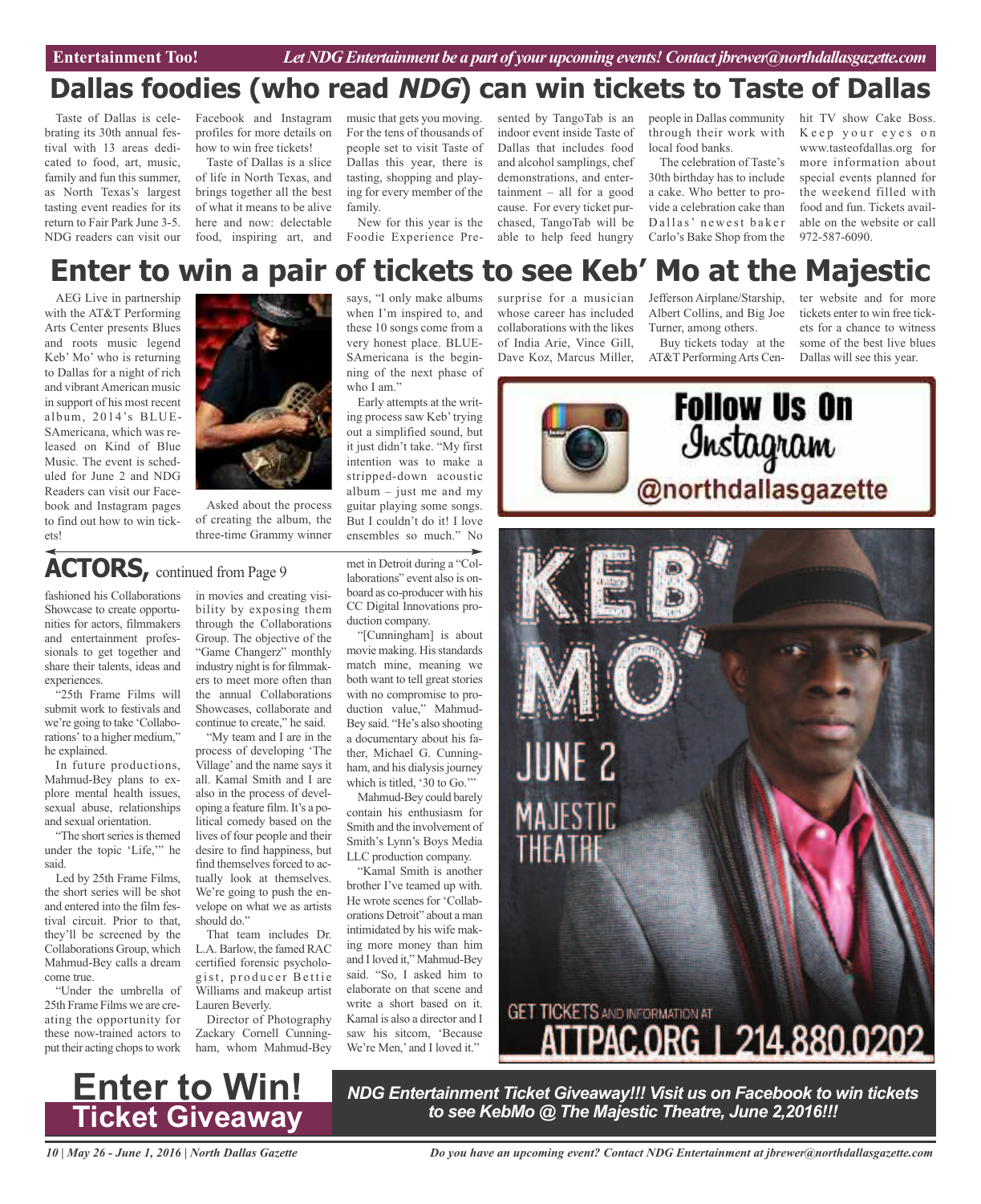# Dallas foodies (who read *NDG*) can win tickets to Taste of Dallas

Taste of Dallas is celebrating its 30th annual festival with 13 areas dedicated to food, art, music, family and fun this summer, as North Texas's largest tasting event readies for its return to Fair Park June 3-5. NDG readers can visit our Facebook and Instagram profiles for more details on how to win free tickets!

Taste of Dallas is a slice of life in North Texas, and brings together all the best of what it means to be alive here and now: delectable food, inspiring art, and music that gets you moving. For the tens of thousands of people set to visit Taste of Dallas this year, there is tasting, shopping and playing for every member of the family.

New for this year is the Foodie Experience Presented by TangoTab is an indoor event inside Taste of Dallas that includes food and alcohol samplings, chef demonstrations, and entertainment – all for a good cause. For every ticket purchased, TangoTab will be able to help feed hungry people in Dallas community through their work with local food banks.

The celebration of Taste's 30th birthday has to include a cake. Who better to provide a celebration cake than Dallas' newest baker Carlo's Bake Shop from the hit TV show Cake Boss. Keep your eyes on www.tasteofdallas.org for more information about special events planned for the weekend filled with food and fun. Tickets available on the website or call 972-587-6090.

# Enter to win a pair of tickets to see Keb' Mo at the Majestic

AEG Live in partnership with the AT&T Performing Arts Center presents Blues and roots music legend Keb' Mo' who is returning to Dallas for a night of rich and vibrant American music in support of his most recent album, 2014's BLUESAmericana, which was released on Kind of Blue Music. The event is scheduled for June 2 and NDG Readers can visit our Facebook and Instagram pages to find out how to win tickets!

Asked about the process of creating the album, the three-time Grammy winner says, "I only make albums when I'm inspired to, and these 10 songs come from a very honest place. BLUESAmericana is the beginning of the next phase of who I am."

Early attempts at the writing process saw Keb' trying out a simplified sound, but it just didn't take. "My first intention was to make a stripped-down acoustic album – just me and my guitar playing some songs. But I couldn't do it! I love ensembles so much." No surprise for a musician whose career has included collaborations with the likes of India Arie, Vince Gill, Dave Koz, Marcus Miller, Jefferson Airplane/Starship, Albert Collins, and Big Joe Turner, among others.

Buy tickets today at the AT&T Performing Arts Center website and for more tickets enter to win free tickets for a chance to witness some of the best live blues Dallas will see this year.

**Follow Us On Instagram @northdallasgazette**

## ACTORS, continued from Page 9

fashioned his Collaborations Showcase to create opportunities for actors, filmmakers and entertainment professionals to get together and share their talents, ideas and experiences.

"25th Frame Films will submit work to festivals and we're going to take 'Collaborations' to a higher medium," he explained.

In future productions, Mahmud-Bey plans to explore mental health issues, sexual abuse, relationships and sexual orientation.

"The short series is themed under the topic 'Life,'" he said.

Led by 25th Frame Films, the short series will be shot and entered into the film festival circuit. Prior to that, they'll be screened by the Collaborations Group, which Mahmud-Bey calls a dream come true.

"Under the umbrella of 25th Frame Films we are creating the opportunity for these now-trained actors to put their acting chops to work in movies and creating visibility by exposing them through the Collaborations Group. The objective of the "Game Changerz" monthly industry night is for filmmakers to meet more often than the annual Collaborations Showcases, collaborate and continue to create," he said.

"My team and I are in the process of developing 'The Village' and the name says it all. Kamal Smith and I are also in the process of developing a feature film. It's a political comedy based on the lives of four people and their desire to find happiness, but find themselves forced to actually look at themselves. We're going to push the envelope on what we as artists should do."

That team includes Dr. L.A. Barlow, the famed RAC certified forensic psychologist, producer Bettie Williams and makeup artist Lauren Beverly.

Director of Photography Zackary Cornell Cunningham, whom Mahmud-Bey met in Detroit during a "Collaborations" event also is onboard as co-producer with his CC Digital Innovations production company.

"[Cunningham] is about movie making. His standards match mine, meaning we both want to tell great stories with no compromise to production value," Mahmud-Bey said. "He's also shooting a documentary about his father, Michael G. Cunningham, and his dialysis journey which is titled, '30 to Go.'"

Mahmud-Bey could barely contain his enthusiasm for Smith and the involvement of Smith's Lynn's Boys Media LLC production company.

"Kamal Smith is another brother I've teamed up with. He wrote scenes for 'Collaborations Detroit' about a man intimidated by his wife making more money than him and I loved it," Mahmud-Bey said. "So, I asked him to elaborate on that scene and write a short based on it. Kamal is also a director and I saw his sitcom, 'Because We're Men,' and I loved it."

KEB' MO' — JUNE 2 — MAJESTIC THEATRE

GET TICKETS AND INFORMATION AT ATTPAC.ORG | 214.880.0202

## Enter to Win! Ticket Giveaway

***NDG Entertainment Ticket Giveaway!!! Visit us on Facebook to win tickets to see KebMo @ The Majestic Theatre, June 2,2016!!!***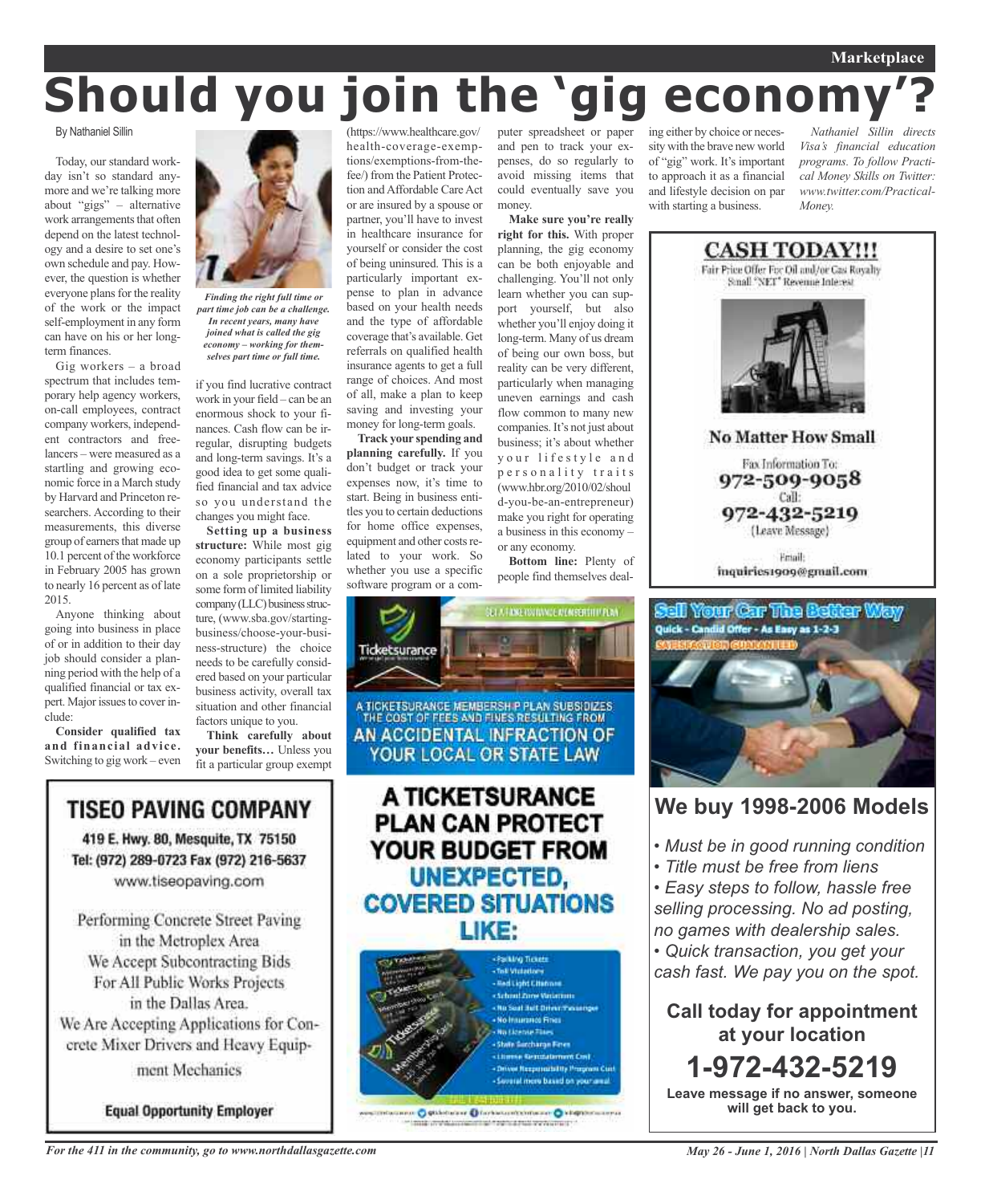# Should you join the 'gig economy'?

By Nathaniel Sillin

Today, our standard workday isn't so standard anymore and we're talking more about "gigs" – alternative work arrangements that often depend on the latest technology and a desire to set one's own schedule and pay. However, the question is whether everyone plans for the reality of the work or the impact self-employment in any form can have on his or her long-term finances.

Gig workers – a broad spectrum that includes temporary help agency workers, on-call employees, contract company workers, independent contractors and freelancers – were measured as a startling and growing economic force in a March study by Harvard and Princeton researchers. According to their measurements, this diverse group of earners that made up 10.1 percent of the workforce in February 2005 has grown to nearly 16 percent as of late 2015.

Anyone thinking about going into business in place of or in addition to their day job should consider a planning period with the help of a qualified financial or tax expert. Major issues to cover include:

**Consider qualified tax and financial advice.** Switching to gig work – even if you find lucrative contract work in your field – can be an enormous shock to your finances. Cash flow can be irregular, disrupting budgets and long-term savings. It's a good idea to get some qualified financial and tax advice so you understand the changes you might face.

*Finding the right full time or part time job can be a challenge. In recent years, many have joined what is called the gig economy – working for themselves part time or full time.*

**Setting up a business structure:** While most gig economy participants settle on a sole proprietorship or some form of limited liability company (LLC) business structure, (www.sba.gov/starting-business/choose-your-business-structure) the choice needs to be carefully considered based on your particular business activity, overall tax situation and other financial factors unique to you.

**Think carefully about your benefits…** Unless you fit a particular group exempt (https://www.healthcare.gov/health-coverage-exemptions/exemptions-from-the-fee/) from the Patient Protection and Affordable Care Act or are insured by a spouse or partner, you'll have to invest in healthcare insurance for yourself or consider the cost of being uninsured. This is a particularly important expense to plan in advance based on your health needs and the type of affordable coverage that's available. Get referrals on qualified health insurance agents to get a full range of choices. And most of all, make a plan to keep saving and investing your money for long-term goals.

**Track your spending and planning carefully.** If you don't budget or track your expenses now, it's time to start. Being in business entitles you to certain deductions for home office expenses, equipment and other costs related to your work. So whether you use a specific software program or a computer spreadsheet or paper and pen to track your expenses, do so regularly to avoid missing items that could eventually save you money.

**Make sure you're really right for this.** With proper planning, the gig economy can be both enjoyable and challenging. You'll not only learn whether you can support yourself, but also whether you'll enjoy doing it long-term. Many of us dream of being our own boss, but reality can be very different, particularly when managing uneven earnings and cash flow common to many new companies. It's not just about business; it's about whether your lifestyle and personality traits (www.hbr.org/2010/02/should-you-be-an-entrepreneur) make you right for operating a business in this economy – or any economy.

**Bottom line:** Plenty of people find themselves dealing either by choice or necessity with the brave new world of "gig" work. It's important to approach it as a financial and lifestyle decision on par with starting a business.

*Nathaniel Sillin directs Visa's financial education programs. To follow Practical Money Skills on Twitter: www.twitter.com/PracticalMoney.*

---

**CASH TODAY!!!**
Fair Price Offer For Oil and/or Gas Royalty Small "NET" Revenue Interest

**No Matter How Small**

Fax Information To: 972-509-9058
Call: 972-432-5219 (Leave Message)
Email: inquiries1909@gmail.com

---

**Sell Your Car The Better Way**
Quick - Candid Offer - As Easy as 1-2-3
SATISFACTION GUARANTEED

## We buy 1998-2006 Models

- *Must be in good running condition*
- *Title must be free from liens*
- *Easy steps to follow, hassle free selling processing. No ad posting, no games with dealership sales.*
- *Quick transaction, you get your cash fast. We pay you on the spot.*

**Call today for appointment at your location**

**1-972-432-5219**

**Leave message if no answer, someone will get back to you.**

---

**TISEO PAVING COMPANY**

419 E. Hwy. 80, Mesquite, TX 75150
Tel: (972) 289-0723 Fax (972) 216-5637
www.tiseopaving.com

Performing Concrete Street Paving in the Metroplex Area
We Accept Subcontracting Bids For All Public Works Projects in the Dallas Area.
We Are Accepting Applications for Concrete Mixer Drivers and Heavy Equipment Mechanics

**Equal Opportunity Employer**

---

Ticketsurance

A TICKETSURANCE MEMBERSHIP PLAN SUBSIDIZES THE COST OF FEES AND FINES RESULTING FROM AN ACCIDENTAL INFRACTION OF YOUR LOCAL OR STATE LAW

**A TICKETSURANCE PLAN CAN PROTECT YOUR BUDGET FROM UNEXPECTED, COVERED SITUATIONS LIKE:**

- Parking Tickets
- Toll Violations
- Red Light Citations
- School Zone Violations
- No Seat Belt Driver/Passenger
- No Insurance Fines
- No License Fines
- State Surcharge Fines
- License Reinstatement Cost
- Driver Responsibility Program Cost
- Several more based on your area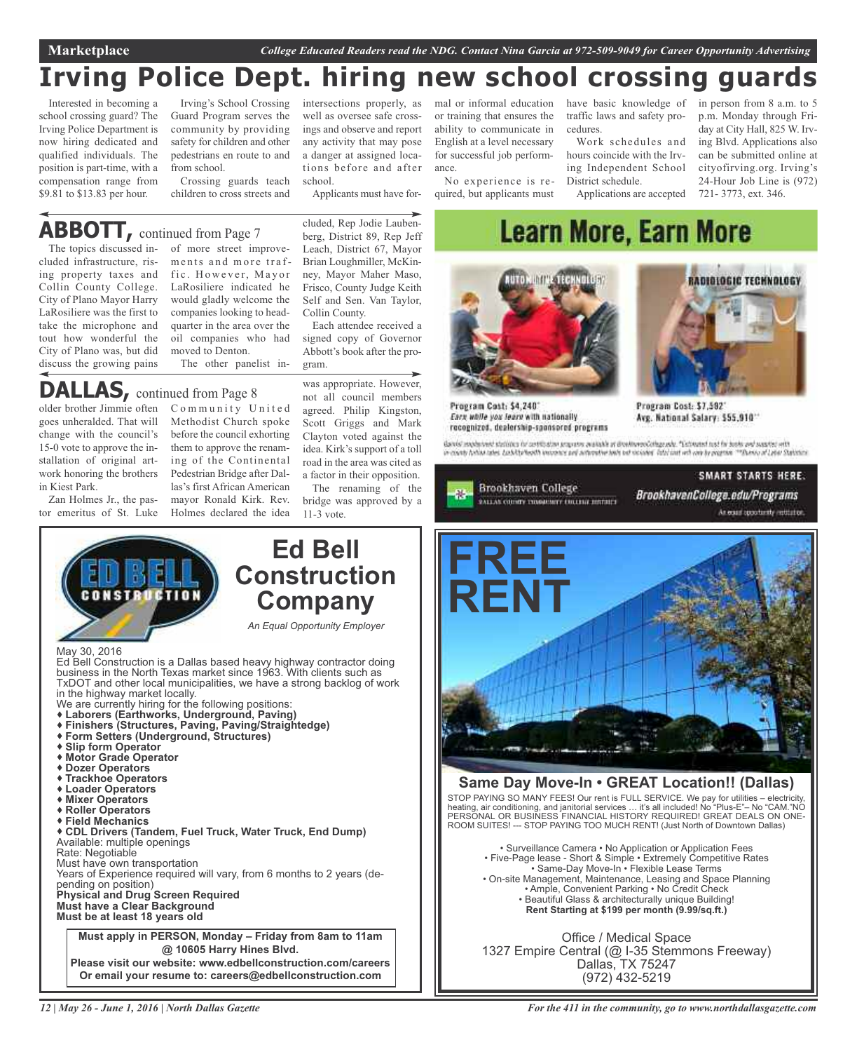Marketplace — *College Educated Readers read the NDG. Contact Nina Garcia at 972-509-9049 for Career Opportunity Advertising*

# Irving Police Dept. hiring new school crossing guards

Interested in becoming a school crossing guard? The Irving Police Department is now hiring dedicated and qualified individuals. The position is part-time, with a compensation range from $9.81 to $13.83 per hour.

Irving's School Crossing Guard Program serves the community by providing safety for children and other pedestrians en route to and from school.

Crossing guards teach children to cross streets and intersections properly, as well as oversee safe crossings and observe and report any activity that may pose a danger at assigned locations before and after school.

Applicants must have formal or informal education or training that ensures the ability to communicate in English at a level necessary for successful job performance.

No experience is required, but applicants must have basic knowledge of traffic laws and safety procedures.

Work schedules and hours coincide with the Irving Independent School District schedule.

Applications are accepted in person from 8 a.m. to 5 p.m. Monday through Friday at City Hall, 825 W. Irving Blvd. Applications also can be submitted online at cityofirving.org. Irving's 24-Hour Job Line is (972) 721- 3773, ext. 346.

## ABBOTT, continued from Page 7

The topics discussed included infrastructure, rising property taxes and Collin County College. City of Plano Mayor Harry LaRosiliere was the first to take the microphone and tout how wonderful the City of Plano was, but did discuss the growing pains of more street improvements and more traffic. However, Mayor LaRosiliere indicated he would gladly welcome the companies looking to headquarter in the area over the oil companies who had moved to Denton.

The other panelist included, Rep Jodie Laubenberg, District 89, Rep Jeff Leach, District 67, Mayor Brian Loughmiller, McKinney, Mayor Maher Maso, Frisco, County Judge Keith Self and Sen. Van Taylor, Collin County.

Each attendee received a signed copy of Governor Abbott's book after the program.

## DALLAS, continued from Page 8

older brother Jimmie often goes unheralded. That will change with the council's 15-0 vote to approve the installation of original artwork honoring the brothers in Kiest Park.

Zan Holmes Jr., the pastor emeritus of St. Luke Community United Methodist Church spoke before the council exhorting them to approve the renaming of the Continental Pedestrian Bridge after Dallas's first African American mayor Ronald Kirk. Rev. Holmes declared the idea was appropriate. However, not all council members agreed. Philip Kingston, Scott Griggs and Mark Clayton voted against the idea. Kirk's support of a toll road in the area was cited as a factor in their opposition.

The renaming of the bridge was approved by a 11-3 vote.

## Learn More, Earn More

AUTOMOTIVE TECHNOLOGY
Program Cost: $4,240*
*Earn while you learn* with nationally recognized, dealership-sponsored programs

RADIOLOGIC TECHNOLOGY
Program Cost: $7,592*
Avg. National Salary: $55,910**

Brookhaven College — Dallas County Community College District
SMART STARTS HERE.
BrookhavenCollege.edu/Programs
An equal opportunity institution.

## Ed Bell Construction Company

*An Equal Opportunity Employer*

May 30, 2016

Ed Bell Construction is a Dallas based heavy highway contractor doing business in the North Texas market since 1963. With clients such as TxDOT and other local municipalities, we have a strong backlog of work in the highway market locally.

We are currently hiring for the following positions:

- **Laborers (Earthworks, Underground, Paving)**
- **Finishers (Structures, Paving, Paving/Straightedge)**
- **Form Setters (Underground, Structures)**
- **Slip form Operator**
- **Motor Grade Operator**
- **Dozer Operators**
- **Trackhoe Operators**
- **Loader Operators**
- **Mixer Operators**
- **Roller Operators**
- **Field Mechanics**
- **CDL Drivers (Tandem, Fuel Truck, Water Truck, End Dump)**

Available: multiple openings
Rate: Negotiable
Must have own transportation
Years of Experience required will vary, from 6 months to 2 years (depending on position)
**Physical and Drug Screen Required**
**Must have a Clear Background**
**Must be at least 18 years old**

**Must apply in PERSON, Monday – Friday from 8am to 11am @ 10605 Harry Hines Blvd.**
**Please visit our website: www.edbellconstruction.com/careers**
**Or email your resume to: careers@edbellconstruction.com**

## FREE RENT

### Same Day Move-In • GREAT Location!! (Dallas)

STOP PAYING SO MANY FEES! Our rent is FULL SERVICE. We pay for utilities – electricity, heating, air conditioning, and janitorial services … it's all included! No "Plus-E"– No "CAM."NO PERSONAL OR BUSINESS FINANCIAL HISTORY REQUIRED! GREAT DEALS ON ONE-ROOM SUITES! --- STOP PAYING TOO MUCH RENT! (Just North of Downtown Dallas)

• Surveillance Camera • No Application or Application Fees
• Five-Page lease - Short & Simple • Extremely Competitive Rates
• Same-Day Move-In • Flexible Lease Terms
• On-site Management, Maintenance, Leasing and Space Planning
• Ample, Convenient Parking • No Credit Check
• Beautiful Glass & architecturally unique Building!
**Rent Starting at $199 per month (9.99/sq.ft.)**

Office / Medical Space
1327 Empire Central (@ I-35 Stemmons Freeway)
Dallas, TX 75247
(972) 432-5219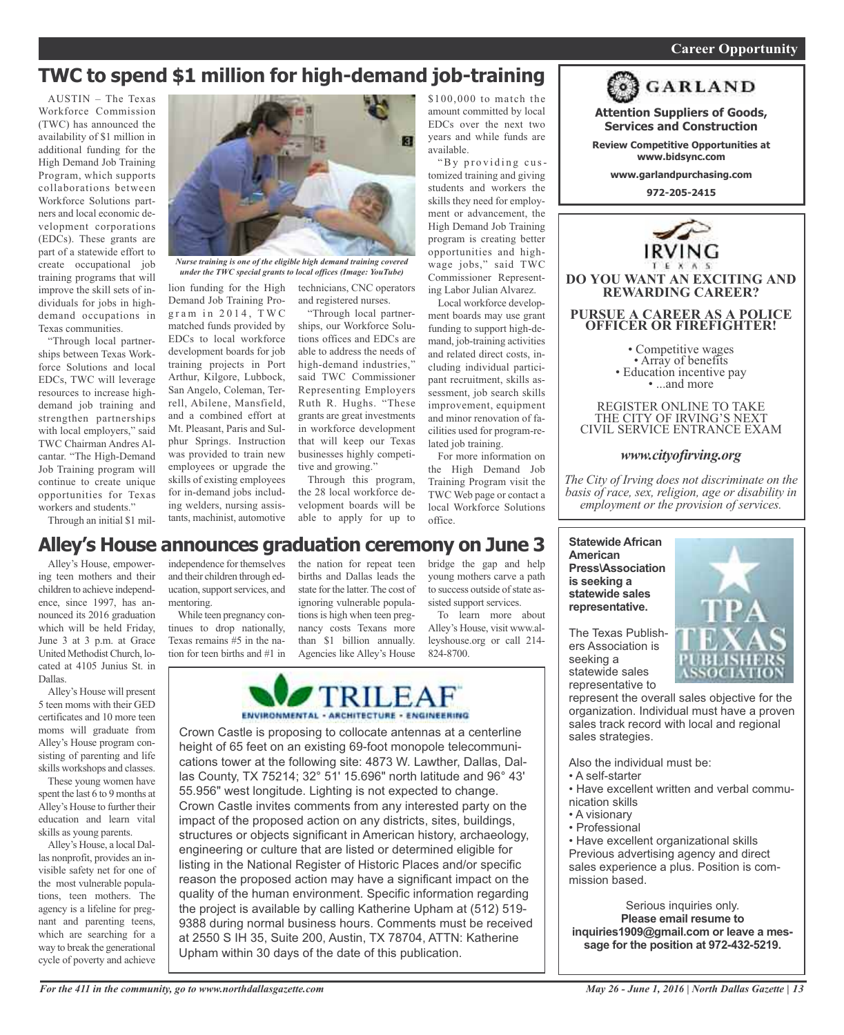## TWC to spend $1 million for high-demand job-training

AUSTIN – The Texas Workforce Commission (TWC) has announced the availability of $1 million in additional funding for the High Demand Job Training Program, which supports collaborations between Workforce Solutions partners and local economic development corporations (EDCs). These grants are part of a statewide effort to create occupational job training programs that will improve the skill sets of individuals for jobs in high-demand occupations in Texas communities.

"Through local partnerships between Texas Workforce Solutions and local EDCs, TWC will leverage resources to increase high-demand job training and strengthen partnerships with local employers," said TWC Chairman Andres Alcantar. "The High-Demand Job Training program will continue to create unique opportunities for Texas workers and students."

*Nurse training is one of the eligible high demand training covered under the TWC special grants to local offices (Image: YouTube)*

Through an initial $1 million funding for the High Demand Job Training Program in 2014, TWC matched funds provided by EDCs to local workforce development boards for job training projects in Port Arthur, Kilgore, Lubbock, San Angelo, Coleman, Terrell, Abilene, Mansfield, and a combined effort at Mt. Pleasant, Paris and Sulphur Springs. Instruction was provided to train new employees or upgrade the skills of existing employees for in-demand jobs including welders, nursing assistants, machinist, automotive technicians, CNC operators and registered nurses.

"Through local partnerships, our Workforce Solutions offices and EDCs are able to address the needs of high-demand industries," said TWC Commissioner Representing Employers Ruth R. Hughs. "These grants are great investments in workforce development that will keep our Texas businesses highly competitive and growing."

Through this program, the 28 local workforce development boards will be able to apply for up to $100,000 to match the amount committed by local EDCs over the next two years and while funds are available.

"By providing customized training and giving students and workers the skills they need for employment or advancement, the High Demand Job Training program is creating better opportunities and high-wage jobs," said TWC Commissioner Representing Labor Julian Alvarez.

Local workforce development boards may use grant funding to support high-demand, job-training activities and related direct costs, including individual participant recruitment, skills assessment, job search skills improvement, equipment and minor renovation of facilities used for program-related job training.

For more information on the High Demand Job Training Program visit the TWC Web page or contact a local Workforce Solutions office.

## Alley's House announces graduation ceremony on June 3

Alley's House, empowering teen mothers and their children to achieve independence, since 1997, has announced its 2016 graduation which will be held Friday, June 3 at 3 p.m. at Grace United Methodist Church, located at 4105 Junius St. in Dallas.

Alley's House will present 5 teen moms with their GED certificates and 10 more teen moms will graduate from Alley's House program consisting of parenting and life skills workshops and classes.

These young women have spent the last 6 to 9 months at Alley's House to further their education and learn vital skills as young parents.

Alley's House, a local Dallas nonprofit, provides an invisible safety net for one of the most vulnerable populations, teen mothers. The agency is a lifeline for pregnant and parenting teens, which are searching for a way to break the generational cycle of poverty and achieve independence for themselves and their children through education, support services, and mentoring.

While teen pregnancy continues to drop nationally, Texas remains #5 in the nation for teen births and #1 in the nation for repeat teen births and Dallas leads the state for the latter. The cost of ignoring vulnerable populations is high when teen pregnancy costs Texans more than $1 billion annually. Agencies like Alley's House bridge the gap and help young mothers carve a path to success outside of state assisted support services.

To learn more about Alley's House, visit www.alleyshouse.org or call 214-824-8700.

---

**TRILEAF**
ENVIRONMENTAL • ARCHITECTURE • ENGINEERING

Crown Castle is proposing to collocate antennas at a centerline height of 65 feet on an existing 69-foot monopole telecommunications tower at the following site: 4873 W. Lawther, Dallas, Dallas County, TX 75214; 32° 51' 15.696" north latitude and 96° 43' 55.956" west longitude. Lighting is not expected to change. Crown Castle invites comments from any interested party on the impact of the proposed action on any districts, sites, buildings, structures or objects significant in American history, archaeology, engineering or culture that are listed or determined eligible for listing in the National Register of Historic Places and/or specific reason the proposed action may have a significant impact on the quality of the human environment. Specific information regarding the project is available by calling Katherine Upham at (512) 519-9388 during normal business hours. Comments must be received at 2550 S IH 35, Suite 200, Austin, TX 78704, ATTN: Katherine Upham within 30 days of the date of this publication.

---

**GARLAND**

**Attention Suppliers of Goods, Services and Construction**

**Review Competitive Opportunities at www.bidsync.com**

**www.garlandpurchasing.com**

**972-205-2415**

---

**IRVING TEXAS**

**DO YOU WANT AN EXCITING AND REWARDING CAREER?**

**PURSUE A CAREER AS A POLICE OFFICER OR FIREFIGHTER!**

- Competitive wages
- Array of benefits
- Education incentive pay
- ...and more

REGISTER ONLINE TO TAKE THE CITY OF IRVING'S NEXT CIVIL SERVICE ENTRANCE EXAM

***www.cityofirving.org***

*The City of Irving does not discriminate on the basis of race, sex, religion, age or disability in employment or the provision of services.*

---

**Statewide African American Press\Association is seeking a statewide sales representative.**

TPA TEXAS PUBLISHERS ASSOCIATION

The Texas Publishers Association is seeking a statewide sales representative to represent the overall sales objective for the organization. Individual must have a proven sales track record with local and regional sales strategies.

Also the individual must be:

- A self-starter
- Have excellent written and verbal communication skills
- A visionary
- Professional
- Have excellent organizational skills

Previous advertising agency and direct sales experience a plus. Position is commission based.

Serious inquiries only.
**Please email resume to inquiries1909@gmail.com or leave a message for the position at 972-432-5219.**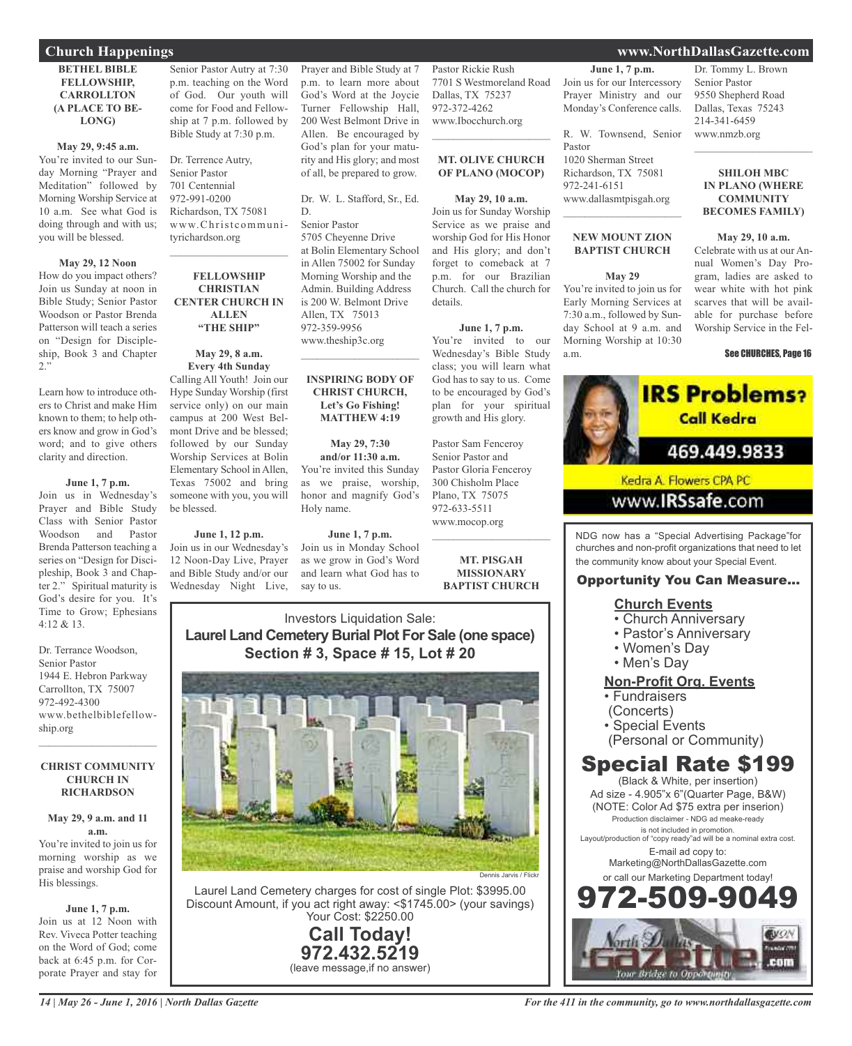## Church Happenings

### BETHEL BIBLE FELLOWSHIP, CARROLLTON (A PLACE TO BELONG)

**May 29, 9:45 a.m.**
You're invited to our Sunday Morning "Prayer and Meditation" followed by Morning Worship Service at 10 a.m. See what God is doing through and with us; you will be blessed.

**May 29, 12 Noon**
How do you impact others? Join us Sunday at noon in Bible Study; Senior Pastor Woodson or Pastor Brenda Patterson will teach a series on "Design for Discipleship, Book 3 and Chapter 2."

Learn how to introduce others to Christ and make Him known to them; to help others know and grow in God's word; and to give others clarity and direction.

**June 1, 7 p.m.**
Join us in Wednesday's Prayer and Bible Study Class with Senior Pastor Woodson and Pastor Brenda Patterson teaching a series on "Design for Discipleship, Book 3 and Chapter 2." Spiritual maturity is God's desire for you. It's Time to Grow; Ephesians 4:12 & 13.

Dr. Terrance Woodson,
Senior Pastor
1944 E. Hebron Parkway
Carrollton, TX 75007
972-492-4300
www.bethelbiblefellowship.org

---

### CHRIST COMMUNITY CHURCH IN RICHARDSON

**May 29, 9 a.m. and 11 a.m.**
You're invited to join us for morning worship as we praise and worship God for His blessings.

**June 1, 7 p.m.**
Join us at 12 Noon with Rev. Viveca Potter teaching on the Word of God; come back at 6:45 p.m. for Corporate Prayer and stay for Senior Pastor Autry at 7:30 p.m. teaching on the Word of God. Our youth will come for Food and Fellowship at 7 p.m. followed by Bible Study at 7:30 p.m.

Dr. Terrence Autry,
Senior Pastor
701 Centennial
972-991-0200
Richardson, TX 75081
www.Christcommunityrichardson.org

---

### FELLOWSHIP CHRISTIAN CENTER CHURCH IN ALLEN "THE SHIP"

**May 29, 8 a.m.**
**Every 4th Sunday**
Calling All Youth! Join our Hype Sunday Worship (first service only) on our main campus at 200 West Belmont Drive and be blessed; followed by our Sunday Worship Services at Bolin Elementary School in Allen, Texas 75002 and bring someone with you, you will be blessed.

**June 1, 12 p.m.**
Join us in our Wednesday's 12 Noon-Day Live, Prayer and Bible Study and/or our Wednesday Night Live, Prayer and Bible Study at 7 p.m. to learn more about God's Word at the Joycie Turner Fellowship Hall, 200 West Belmont Drive in Allen. Be encouraged by God's plan for your maturity and His glory; and most of all, be prepared to grow.

Dr. W. L. Stafford, Sr., Ed. D.
Senior Pastor
5705 Cheyenne Drive
at Bolin Elementary School in Allen 75002 for Sunday Morning Worship and the Admin. Building Address is 200 W. Belmont Drive
Allen, TX 75013
972-359-9956
www.theship3c.org

---

### INSPIRING BODY OF CHRIST CHURCH, Let's Go Fishing! MATTHEW 4:19

**May 29, 7:30 and/or 11:30 a.m.**
You're invited this Sunday as we praise, worship, honor and magnify God's Holy name.

**June 1, 7 p.m.**
Join us in Monday School as we grow in God's Word and learn what God has to say to us.

Pastor Rickie Rush
7701 S Westmoreland Road
Dallas, TX 75237
972-372-4262
www.Ibocchurch.org

---

### MT. OLIVE CHURCH OF PLANO (MOCOP)

**May 29, 10 a.m.**
Join us for Sunday Worship Service as we praise and worship God for His Honor and His glory; and don't forget to comeback at 7 p.m. for our Brazilian Church. Call the church for details.

**June 1, 7 p.m.**
You're invited to our Wednesday's Bible Study class; you will learn what God has to say to us. Come to be encouraged by God's plan for your spiritual growth and His glory.

Pastor Sam Fenceroy
Senior Pastor and
Pastor Gloria Fenceroy
300 Chisholm Place
Plano, TX 75075
972-633-5511
www.mocop.org

---

### MT. PISGAH MISSIONARY BAPTIST CHURCH

**June 1, 7 p.m.**
Join us for our Intercessory Prayer Ministry and our Monday's Conference calls.

R. W. Townsend, Senior Pastor
1020 Sherman Street
Richardson, TX 75081
972-241-6151
www.dallasmtpisgah.org

---

### NEW MOUNT ZION BAPTIST CHURCH

**May 29**
You're invited to join us for Early Morning Services at 7:30 a.m., followed by Sunday School at 9 a.m. and Morning Worship at 10:30 a.m.

Dr. Tommy L. Brown
Senior Pastor
9550 Shepherd Road
Dallas, Texas 75243
214-341-6459
www.nmzb.org

---

### SHILOH MBC IN PLANO (WHERE COMMUNITY BECOMES FAMILY)

**May 29, 10 a.m.**
Celebrate with us at our Annual Women's Day Program, ladies are asked to wear white with hot pink scarves that will be available for purchase before Worship Service in the Fel-

See CHURCHES, Page 16

---

Investors Liquidation Sale:
**Laurel Land Cemetery Burial Plot For Sale (one space)**
**Section # 3, Space # 15, Lot # 20**

Dennis Jarvis / Flickr

Laurel Land Cemetery charges for cost of single Plot: $3995.00
Discount Amount, if you act right away: <$1745.00> (your savings)
Your Cost: $2250.00

**Call Today!**
**972.432.5219**
(leave message,if no answer)

---

**IRS Problems?**
**Call Kedra**
**469.449.9833**
Kedra A. Flowers CPA PC
www.IRSsafe.com

---

NDG now has a "Special Advertising Package"for churches and non-profit organizations that need to let the community know about your Special Event.

**Opportunity You Can Measure...**

**Church Events**
- Church Anniversary
- Pastor's Anniversary
- Women's Day
- Men's Day

**Non-Profit Org. Events**
- Fundraisers (Concerts)
- Special Events (Personal or Community)

**Special Rate $199**
(Black & White, per insertion)
Ad size - 4.905"x 6"(Quarter Page, B&W)
(NOTE: Color Ad $75 extra per inserion)
Production disclaimer - NDG ad meake-ready is not included in promotion.
Layout/production of "copy ready"ad will be a nominal extra cost.
E-mail ad copy to:
Marketing@NorthDallasGazette.com
or call our Marketing Department today!
**972-509-9049**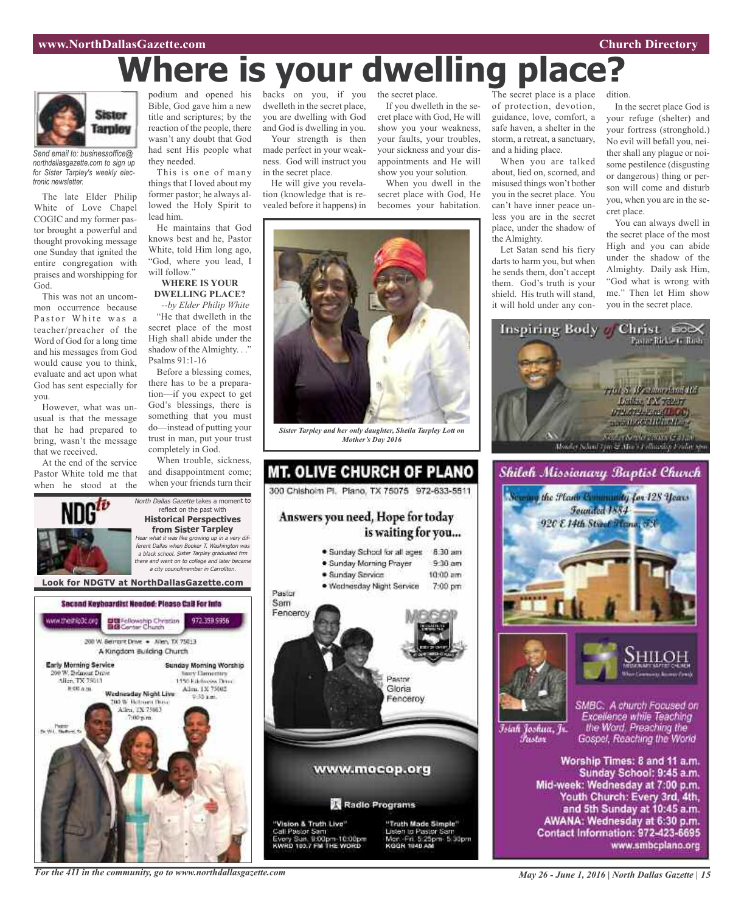# Where is your dwelling place?

*Send email to: businessoffice@northdallasgazette.com to sign up for Sister Tarpley's weekly electronic newsletter.*

The late Elder Philip White of Love Chapel COGIC and my former pastor brought a powerful and thought provoking message one Sunday that ignited the entire congregation with praises and worshiping for God.

This was not an uncommon occurrence because Pastor White was a teacher/preacher of the Word of God for a long time and his messages from God would cause you to think, evaluate and act upon what God has sent especially for you.

However, what was unusual is that the message that he had prepared to bring, wasn't the message that we received.

At the end of the service Pastor White told me that when he stood at the podium and opened his Bible, God gave him a new title and scriptures; by the reaction of the people, there wasn't any doubt that God had sent His people what they needed.

This is one of many things that I loved about my former pastor; he always allowed the Holy Spirit to lead him.

He maintains that God knows best and he, Pastor White, told Him long ago, "God, where you lead, I will follow."

**WHERE IS YOUR DWELLING PLACE?**

*--by Elder Philip White*

"He that dwelleth in the secret place of the most High shall abide under the shadow of the Almighty. . ." Psalms 91:1-16

Before a blessing comes, there has to be a preparation—if you expect to get God's blessings, there is something that you must do—instead of putting your trust in man, put your trust completely in God.

When trouble, sickness, and disappointment come; when your friends turn their backs on you, if you dwelleth in the secret place, you are dwelling with God and God is dwelling in you.

Your strength is then made perfect in your weakness. God will instruct you in the secret place.

He will give you revelation (knowledge that is revealed before it happens) in the secret place.

If you dwelleth in the secret place with God, He will show you your weakness, your faults, your troubles, your sickness and your disappointments and He will show you your solution.

When you dwell in the secret place with God, He becomes your habitation. The secret place is a place of protection, devotion, guidance, love, comfort, a safe haven, a shelter in the storm, a retreat, a sanctuary, and a hiding place.

When you are talked about, lied on, scorned, and misused things won't bother you in the secret place. You can't have inner peace unless you are in the secret place, under the shadow of the Almighty.

Let Satan send his fiery darts to harm you, but when he sends them, don't accept them. God's truth is your shield. His truth will stand, it will hold under any condition.

In the secret place God is your refuge (shelter) and your fortress (stronghold.) No evil will befall you, neither shall any plague or noisome pestilence (disgusting or dangerous) thing or person will come and disturb you, when you are in the secret place.

You can always dwell in the secret place of the most High and you can abide under the shadow of the Almighty. Daily ask Him, "God what is wrong with me." Then let Him show you in the secret place.

*Sister Tarpley and her only daughter, Sheila Tarpley Lott on Mother's Day 2016*

---

**NDGtv**

*North Dallas Gazette* takes a moment to reflect on the past with **Historical Perspectives from Sister Tarpley**

*Hear what it was like growing up in a very different Dallas when Booker T. Washington was a black school. Sister Tarpley graduated frm there and went on to college and later became a city councilmember in Carrollton.*

**Look for NDGTV at NorthDallasGazette.com**

---

**Second Keyboardist Needed: Please Call For Info**

www.theship3c.org | Fellowship Christian Center Church | 972.359.9956

200 W. Belmont Drive • Allen, TX 75013

A Kingdom Building Church

**Early Morning Service**
200 W. Belmont Drive
Allen, TX 75013
8:00 a.m.

**Sunday Morning Worship**
Story Elementary
1550 Edelweiss Drive
Allen, TX 75002
9:30 a.m.

**Wednesday Night Live**
200 W. Belmont Drive
Allen, TX 75013
7:00 p.m.

Pastor Dr. W.L. Stafford, Sr.

---

## MT. OLIVE CHURCH OF PLANO

300 Chisholm Pl. Plano, TX 75075 972-633-5511

**Answers you need, Hope for today is waiting for you...**

- Sunday School for all ages 8:30 am
- Sunday Morning Prayer 9:30 am
- Sunday Service 10:00 am
- Wednesday Night Service 7:00 pm

Pastor Sam Fenceroy

Pastor Gloria Fenceroy

www.mocop.org

Radio Programs

"Vision & Truth Live"
Call Pastor Sam
Every Sun. 9:00pm-10:00pm
KWRD 103.7 FM THE WORD

"Truth Made Simple"
Listen to Pastor Sam
Mon.-Fri. 5:25pm-5:30pm
KGGR 1040 AM

---

**Inspiring Body of Christ**

Pastor Rickie G. Rush

7701 S. Westmoreland Rd
Dallas, TX 75237
972.672.9262 (IBOC)
www.IBOCCHURCH.org

Sunday Service 8 & 11 a.m.
Monday School 7pm & Men's Fellowship Friday 7pm

---

**Shiloh Missionary Baptist Church**

Serving the Plano Community for 128 Years
Founded 1884
920 E 14th Street Plano, TX

SHILOH Missionary Baptist Church

Isiah Joshua, Jr. Pastor

SMBC: A church Focused on Excellence while Teaching the Word, Preaching the Gospel, Reaching the World

Worship Times: 8 and 11 a.m.
Sunday School: 9:45 a.m.
Mid-week: Wednesday at 7:00 p.m.
Youth Church: Every 3rd, 4th, and 5th Sunday at 10:45 a.m.
AWANA: Wednesday at 6:30 p.m.
Contact Information: 972-423-6695
www.smbcplano.org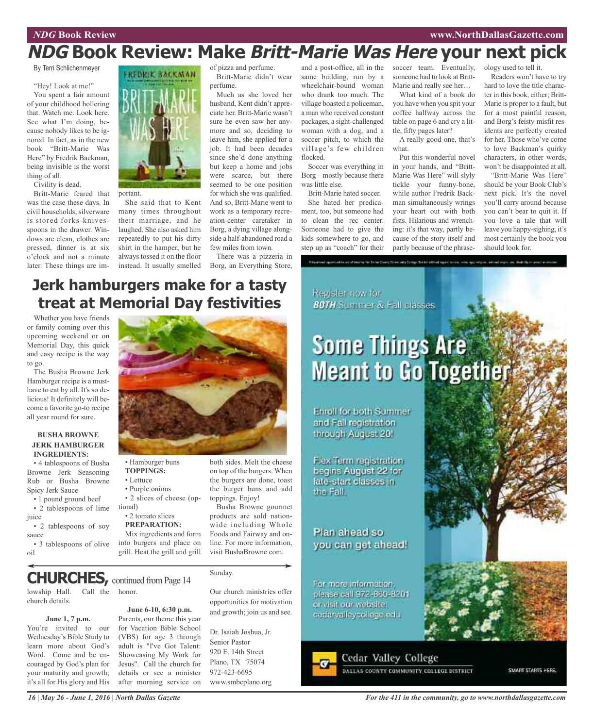# *NDG* Book Review: Make *Britt-Marie Was Here* your next pick

By Terri Schlichenmeyer

"Hey! Look at me!"

You spent a fair amount of your childhood hollering that. Watch me. Look here. See what I'm doing, because nobody likes to be ignored. In fact, as in the new book "Britt-Marie Was Here" by Fredrik Backman, being invisible is the worst thing of all.

Civility is dead.

Britt-Marie feared that was the case these days. In civil households, silverware is stored forks-knives-spoons in the drawer. Windows are clean, clothes are pressed, dinner is at six o'clock and not a minute later. These things are important.

She said that to Kent many times throughout their marriage, and he laughed. She also asked him repeatedly to put his dirty shirt in the hamper, but he always tossed it on the floor instead. It usually smelled of pizza and perfume.

Britt-Marie didn't wear perfume.

Much as she loved her husband, Kent didn't appreciate her. Britt-Marie wasn't sure he even saw her anymore and so, deciding to leave him, she applied for a job. It had been decades since she'd done anything but keep a home and jobs were scarce, but there seemed to be one position for which she was qualified. And so, Britt-Marie went to work as a temporary recreation-center caretaker in Borg, a dying village alongside a half-abandoned road a few miles from town.

There was a pizzeria in Borg, an Everything Store, and a post-office, all in the same building, run by a wheelchair-bound woman who drank too much. The village boasted a policeman, a man who received constant packages, a sight-challenged woman with a dog, and a soccer pitch, to which the village's few children flocked.

Soccer was everything in Borg – mostly because there was little else.

Britt-Marie hated soccer.

She hated her predicament, too, but someone had to clean the rec center. Someone had to give the kids somewhere to go, and step up as "coach" for their soccer team. Eventually, someone had to look at Britt-Marie and really see her…

What kind of a book do you have when you spit your coffee halfway across the table on page 6 and cry a little, fifty pages later?

A really good one, that's what.

Put this wonderful novel in your hands, and "Britt-Marie Was Here" will slyly tickle your funny-bone, while author Fredrik Backman simultaneously wrings your heart out with both fists. Hilarious and wrenching: it's that way, partly because of the story itself and partly because of the phraseology used to tell it.

Readers won't have to try hard to love the title character in this book, either; Britt-Marie is proper to a fault, but for a most painful reason, and Borg's feisty misfit residents are perfectly created for her. Those who've come to love Backman's quirky characters, in other words, won't be disappointed at all.

"Britt-Marie Was Here" should be your Book Club's next pick. It's the novel you'll carry around because you can't bear to quit it. If you love a tale that will leave you happy-sighing, it's most certainly the book you should look for.

# Jerk hamburgers make for a tasty treat at Memorial Day festivities

Whether you have friends or family coming over this upcoming weekend or on Memorial Day, this quick and easy recipe is the way to go.

The Busha Browne Jerk Hamburger recipe is a must-have to eat by all. It's so delicious! It definitely will become a favorite go-to recipe all year round for sure.

**BUSHA BROWNE JERK HAMBURGER**

**INGREDIENTS:**

- 4 tablespoons of Busha Browne Jerk Seasoning Rub or Busha Browne Spicy Jerk Sauce
- 1 pound ground beef
- 2 tablespoons of lime juice
- 2 tablespoons of soy sauce
- 3 tablespoons of olive oil
- Hamburger buns

**TOPPINGS:**

- Lettuce
- Purple onions
- 2 slices of cheese (optional)
- 2 tomato slices

**PREPARATION:**

Mix ingredients and form into burgers and place on grill. Heat the grill and grill both sides. Melt the cheese on top of the burgers. When the burgers are done, toast the burger buns and add toppings. Enjoy!

Busha Browne gourmet products are sold nationwide including Whole Foods and Fairway and online. For more information, visit BushaBrowne.com.

# CHURCHES, continued from Page 14

lowship Hall. Call the church details.

**June 1, 7 p.m.**

You're invited to our Wednesday's Bible Study to learn more about God's Word. Come and be encouraged by God's plan for your maturity and growth; it's all for His glory and His honor.

**June 6-10, 6:30 p.m.**

Parents, our theme this year for Vacation Bible School (VBS) for age 3 through adult is "I've Got Talent: Showcasing My Work for Jesus". Call the church for details or see a minister after morning service on Sunday.

Our church ministries offer opportunities for motivation and growth; join us and see.

Dr. Isaiah Joshua, Jr.
Senior Pastor
920 E. 14th Street
Plano, TX 75074
972-423-6695
www.smbcplano.org

Register now for **BOTH** Summer & Fall classes

## Some Things Are Meant to Go Together

Enroll for both Summer and Fall registration through August 20!

Flex Term registration begins August 22 for late-start classes in the Fall.

Plan ahead so you can get ahead!

For more information, please call 972-860-8201 or visit our website: cedarvalleycollege.edu

Cedar Valley College
DALLAS COUNTY COMMUNITY COLLEGE DISTRICT

SMART STARTS HERE.